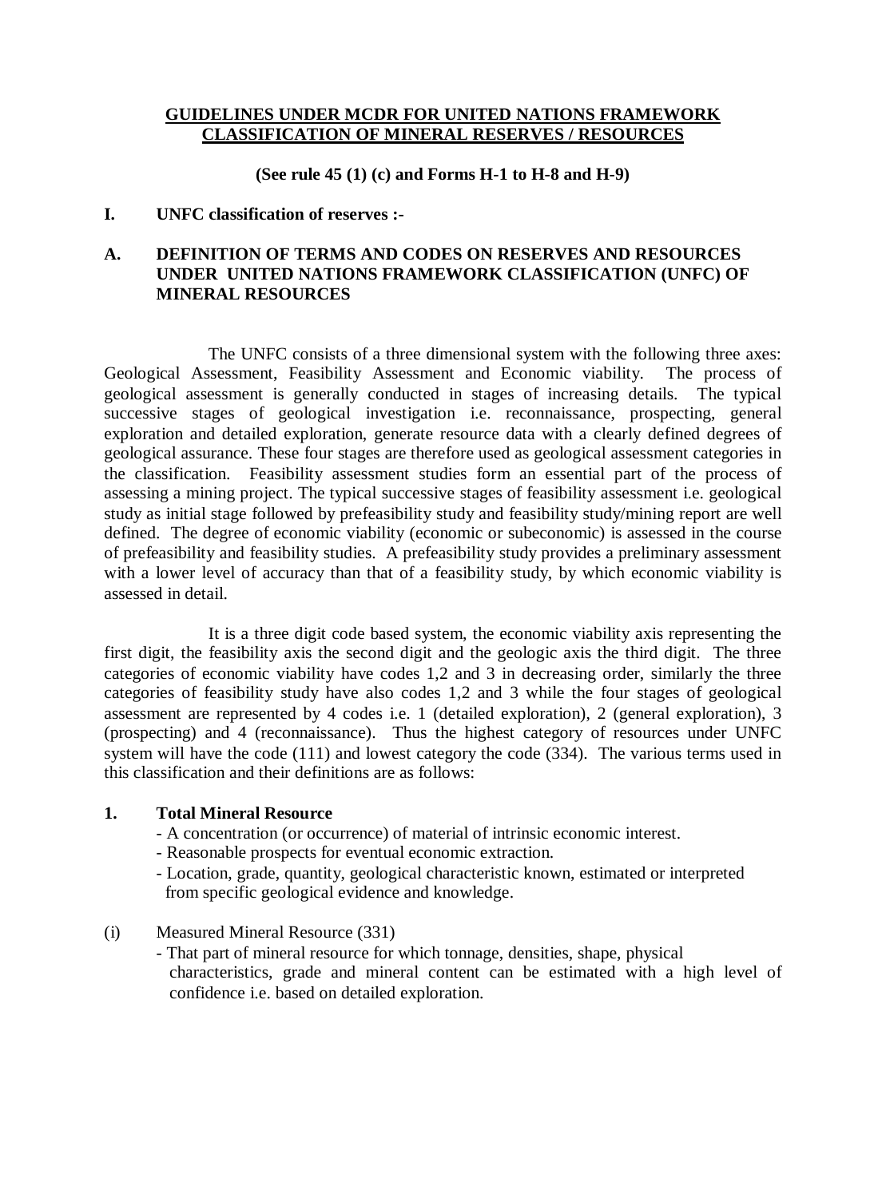# GUIDELINES UNDER MCDR FOR UNITED NATIONS FRAMEWORK CLASSIFICATION OF MINERAL RESERVES / RESOURCES

**(See rule 45 (1) (c) and Forms H-1 to H-8 and H-9)**

## I. UNFC classification of reserves :-

### A. DEFINITION OF TERMS AND CODES ON RESERVES AND RESOURCES UNDER UNITED NATIONS FRAMEWORK CLASSIFICATION (UNFC) OF MINERAL RESOURCES

The UNFC consists of a three dimensional system with the following three axes: Geological Assessment, Feasibility Assessment and Economic viability. The process of geological assessment is generally conducted in stages of increasing details. The typical successive stages of geological investigation i.e. reconnaissance, prospecting, general exploration and detailed exploration, generate resource data with a clearly defined degrees of geological assurance. These four stages are therefore used as geological assessment categories in the classification. Feasibility assessment studies form an essential part of the process of assessing a mining project. The typical successive stages of feasibility assessment i.e. geological study as initial stage followed by prefeasibility study and feasibility study/mining report are well defined. The degree of economic viability (economic or subeconomic) is assessed in the course of prefeasibility and feasibility studies. A prefeasibility study provides a preliminary assessment with a lower level of accuracy than that of a feasibility study, by which economic viability is assessed in detail.

It is a three digit code based system, the economic viability axis representing the first digit, the feasibility axis the second digit and the geologic axis the third digit. The three categories of economic viability have codes 1,2 and 3 in decreasing order, similarly the three categories of feasibility study have also codes 1,2 and 3 while the four stages of geological assessment are represented by 4 codes i.e. 1 (detailed exploration), 2 (general exploration), 3 (prospecting) and 4 (reconnaissance). Thus the highest category of resources under UNFC system will have the code (111) and lowest category the code (334). The various terms used in this classification and their definitions are as follows:

**1. Total Mineral Resource**

- A concentration (or occurrence) of material of intrinsic economic interest.
- Reasonable prospects for eventual economic extraction.
- Location, grade, quantity, geological characteristic known, estimated or interpreted from specific geological evidence and knowledge.

(i) Measured Mineral Resource (331)

- That part of mineral resource for which tonnage, densities, shape, physical characteristics, grade and mineral content can be estimated with a high level of confidence i.e. based on detailed exploration.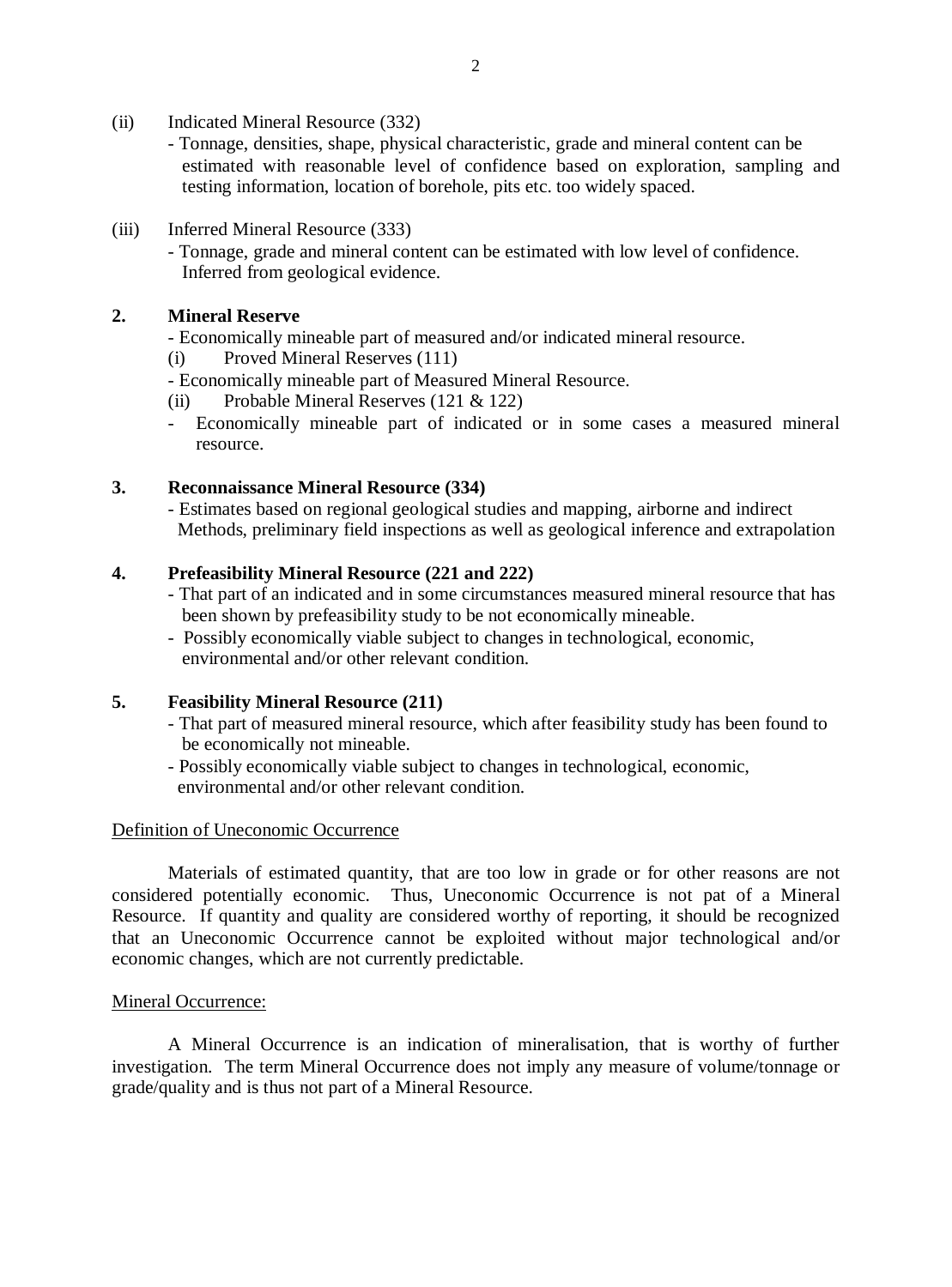(ii) Indicated Mineral Resource (332)

- Tonnage, densities, shape, physical characteristic, grade and mineral content can be estimated with reasonable level of confidence based on exploration, sampling and testing information, location of borehole, pits etc. too widely spaced.

(iii) Inferred Mineral Resource (333)

- Tonnage, grade and mineral content can be estimated with low level of confidence. Inferred from geological evidence.

**2. Mineral Reserve**

- Economically mineable part of measured and/or indicated mineral resource.

(i) Proved Mineral Reserves (111)

- Economically mineable part of Measured Mineral Resource.

(ii) Probable Mineral Reserves (121 & 122)

- Economically mineable part of indicated or in some cases a measured mineral resource.

**3. Reconnaissance Mineral Resource (334)**

- Estimates based on regional geological studies and mapping, airborne and indirect Methods, preliminary field inspections as well as geological inference and extrapolation

**4. Prefeasibility Mineral Resource (221 and 222)**

- That part of an indicated and in some circumstances measured mineral resource that has been shown by prefeasibility study to be not economically mineable.
- Possibly economically viable subject to changes in technological, economic, environmental and/or other relevant condition.

**5. Feasibility Mineral Resource (211)**

- That part of measured mineral resource, which after feasibility study has been found to be economically not mineable.
- Possibly economically viable subject to changes in technological, economic, environmental and/or other relevant condition.

Definition of Uneconomic Occurrence

Materials of estimated quantity, that are too low in grade or for other reasons are not considered potentially economic. Thus, Uneconomic Occurrence is not pat of a Mineral Resource. If quantity and quality are considered worthy of reporting, it should be recognized that an Uneconomic Occurrence cannot be exploited without major technological and/or economic changes, which are not currently predictable.

Mineral Occurrence:

A Mineral Occurrence is an indication of mineralisation, that is worthy of further investigation. The term Mineral Occurrence does not imply any measure of volume/tonnage or grade/quality and is thus not part of a Mineral Resource.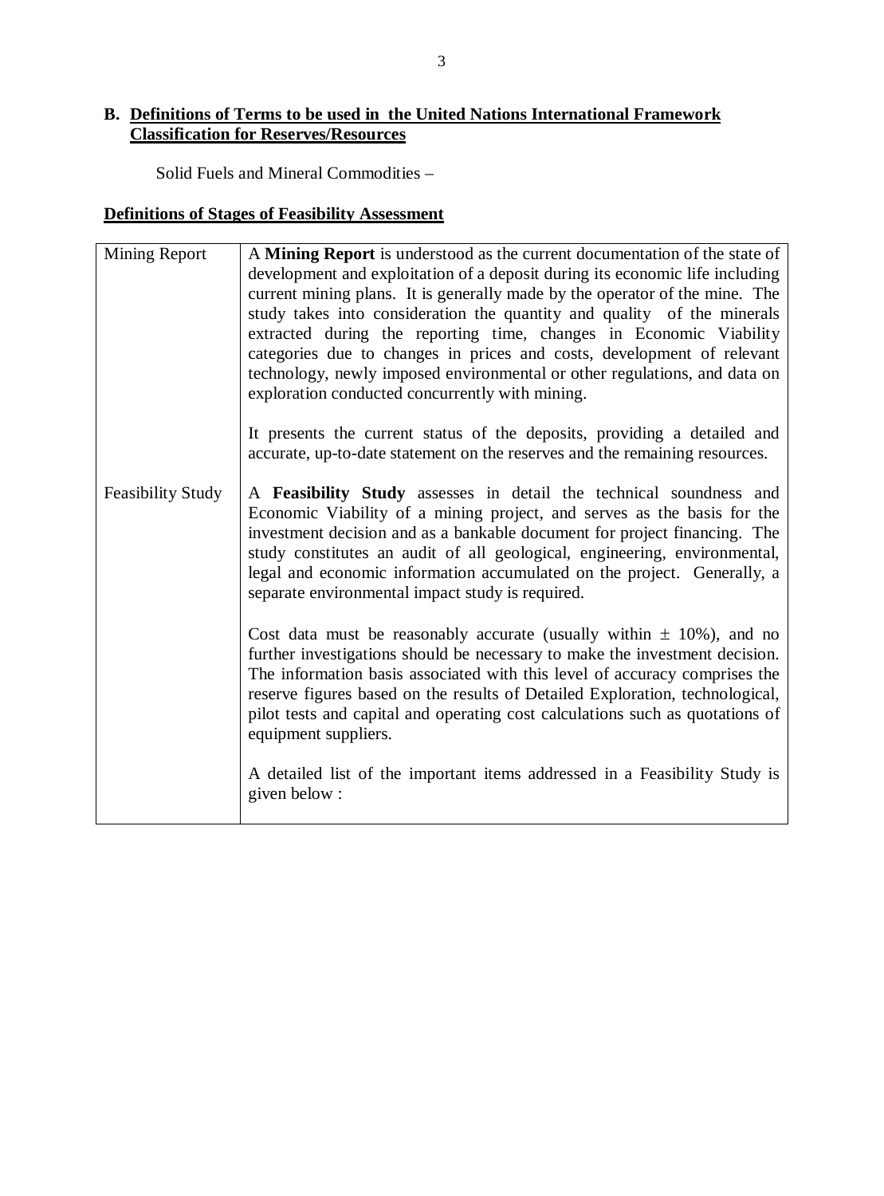## B. Definitions of Terms to be used in the United Nations International Framework Classification for Reserves/Resources

Solid Fuels and Mineral Commodities –

### Definitions of Stages of Feasibility Assessment

| | |
|---|---|
| Mining Report | A **Mining Report** is understood as the current documentation of the state of development and exploitation of a deposit during its economic life including current mining plans. It is generally made by the operator of the mine. The study takes into consideration the quantity and quality of the minerals extracted during the reporting time, changes in Economic Viability categories due to changes in prices and costs, development of relevant technology, newly imposed environmental or other regulations, and data on exploration conducted concurrently with mining.<br><br>It presents the current status of the deposits, providing a detailed and accurate, up-to-date statement on the reserves and the remaining resources. |
| Feasibility Study | A **Feasibility Study** assesses in detail the technical soundness and Economic Viability of a mining project, and serves as the basis for the investment decision and as a bankable document for project financing. The study constitutes an audit of all geological, engineering, environmental, legal and economic information accumulated on the project. Generally, a separate environmental impact study is required.<br><br>Cost data must be reasonably accurate (usually within $\pm$ 10%), and no further investigations should be necessary to make the investment decision. The information basis associated with this level of accuracy comprises the reserve figures based on the results of Detailed Exploration, technological, pilot tests and capital and operating cost calculations such as quotations of equipment suppliers.<br><br>A detailed list of the important items addressed in a Feasibility Study is given below : |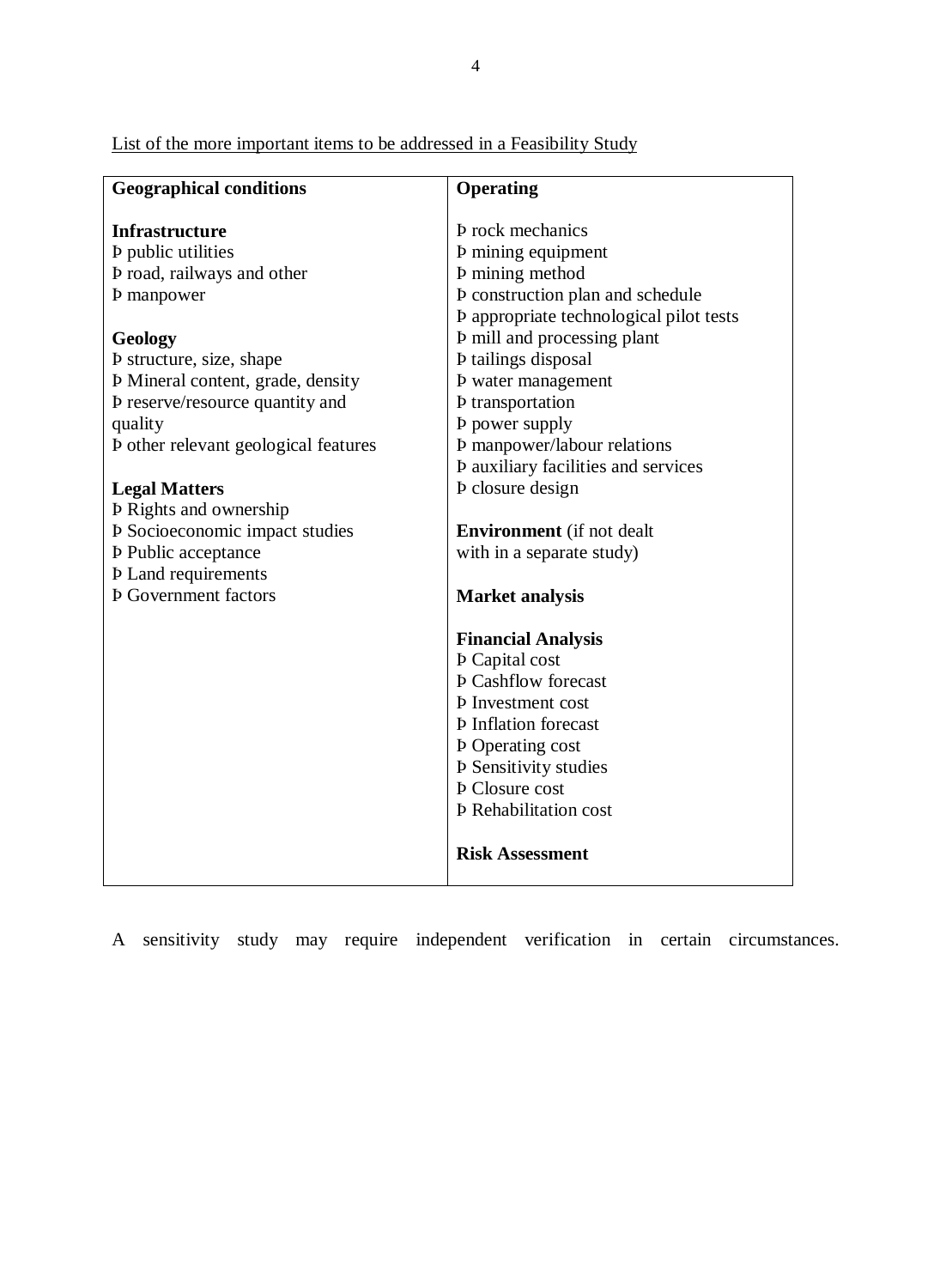List of the more important items to be addressed in a Feasibility Study

| **Geographical conditions** | **Operating** |
|---|---|
| **Infrastructure**<br>Þ public utilities<br>Þ road, railways and other<br>Þ manpower<br><br>**Geology**<br>Þ structure, size, shape<br>Þ Mineral content, grade, density<br>Þ reserve/resource quantity and quality<br>Þ other relevant geological features<br><br>**Legal Matters**<br>Þ Rights and ownership<br>Þ Socioeconomic impact studies<br>Þ Public acceptance<br>Þ Land requirements<br>Þ Government factors | Þ rock mechanics<br>Þ mining equipment<br>Þ mining method<br>Þ construction plan and schedule<br>Þ appropriate technological pilot tests<br>Þ mill and processing plant<br>Þ tailings disposal<br>Þ water management<br>Þ transportation<br>Þ power supply<br>Þ manpower/labour relations<br>Þ auxiliary facilities and services<br>Þ closure design<br><br>**Environment** (if not dealt with in a separate study)<br><br>**Market analysis**<br><br>**Financial Analysis**<br>Þ Capital cost<br>Þ Cashflow forecast<br>Þ Investment cost<br>Þ Inflation forecast<br>Þ Operating cost<br>Þ Sensitivity studies<br>Þ Closure cost<br>Þ Rehabilitation cost<br><br>**Risk Assessment** |

A sensitivity study may require independent verification in certain circumstances.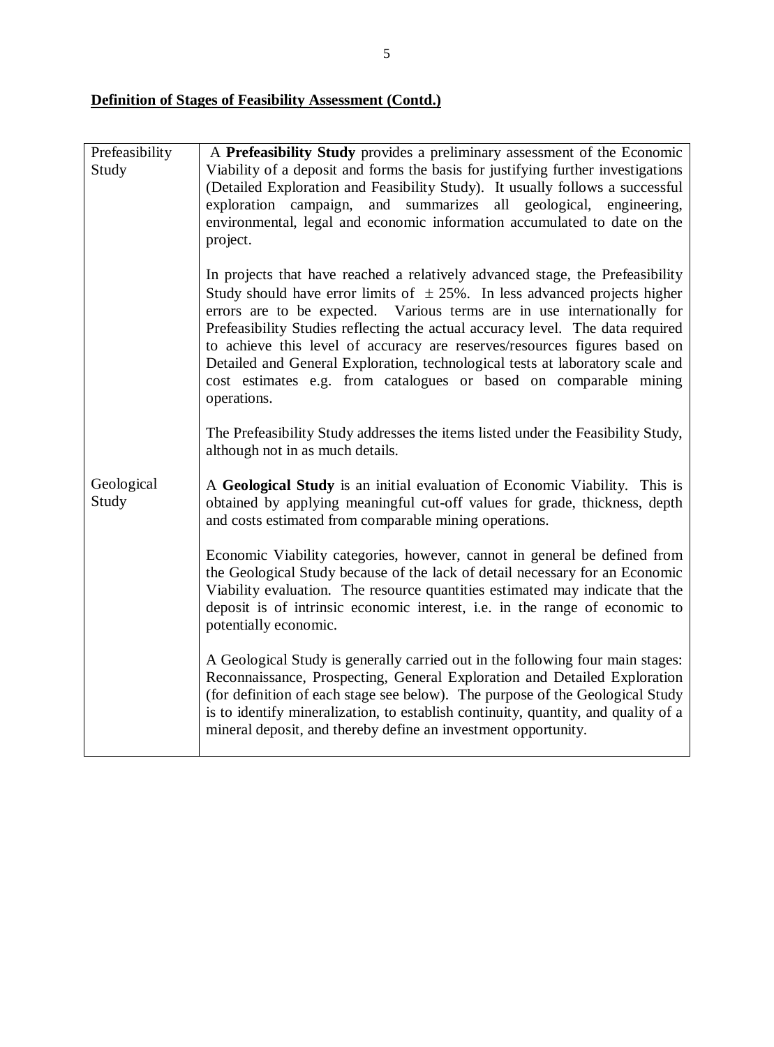**Definition of Stages of Feasibility Assessment (Contd.)**

| | |
|---|---|
| Prefeasibility Study | A **Prefeasibility Study** provides a preliminary assessment of the Economic Viability of a deposit and forms the basis for justifying further investigations (Detailed Exploration and Feasibility Study). It usually follows a successful exploration campaign, and summarizes all geological, engineering, environmental, legal and economic information accumulated to date on the project.<br><br>In projects that have reached a relatively advanced stage, the Prefeasibility Study should have error limits of $\pm$ 25%. In less advanced projects higher errors are to be expected. Various terms are in use internationally for Prefeasibility Studies reflecting the actual accuracy level. The data required to achieve this level of accuracy are reserves/resources figures based on Detailed and General Exploration, technological tests at laboratory scale and cost estimates e.g. from catalogues or based on comparable mining operations.<br><br>The Prefeasibility Study addresses the items listed under the Feasibility Study, although not in as much details. |
| Geological Study | A **Geological Study** is an initial evaluation of Economic Viability. This is obtained by applying meaningful cut-off values for grade, thickness, depth and costs estimated from comparable mining operations.<br><br>Economic Viability categories, however, cannot in general be defined from the Geological Study because of the lack of detail necessary for an Economic Viability evaluation. The resource quantities estimated may indicate that the deposit is of intrinsic economic interest, i.e. in the range of economic to potentially economic.<br><br>A Geological Study is generally carried out in the following four main stages: Reconnaissance, Prospecting, General Exploration and Detailed Exploration (for definition of each stage see below). The purpose of the Geological Study is to identify mineralization, to establish continuity, quantity, and quality of a mineral deposit, and thereby define an investment opportunity. |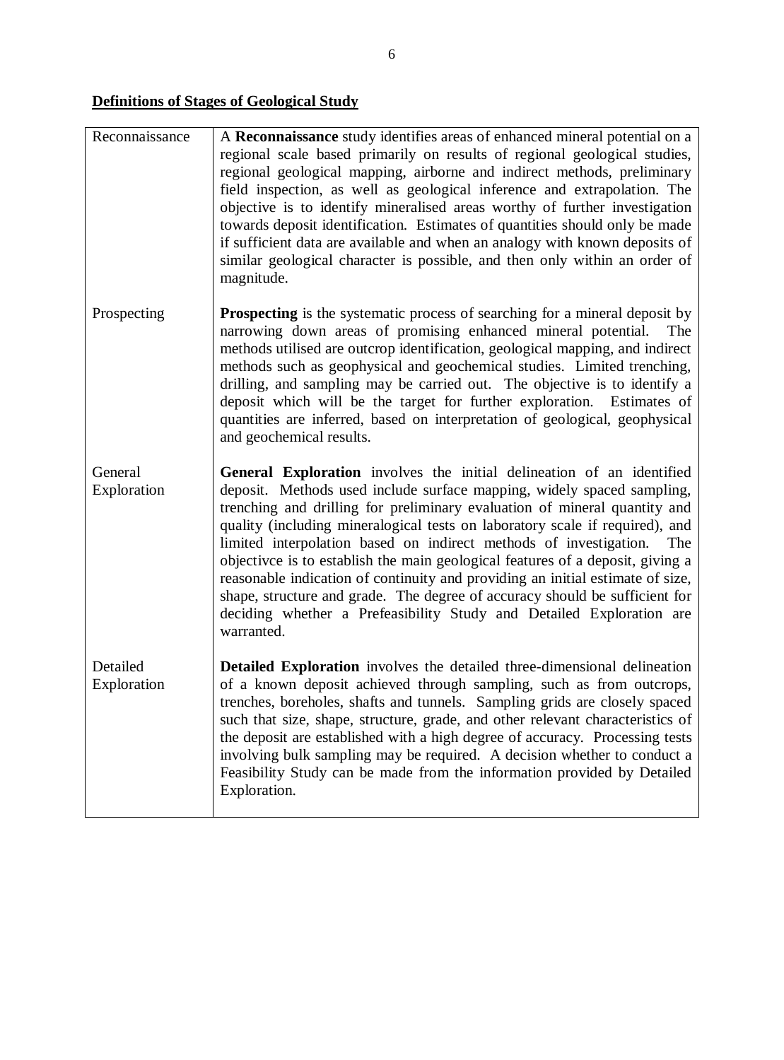**Definitions of Stages of Geological Study**

| | |
|---|---|
| Reconnaissance | A **Reconnaissance** study identifies areas of enhanced mineral potential on a regional scale based primarily on results of regional geological studies, regional geological mapping, airborne and indirect methods, preliminary field inspection, as well as geological inference and extrapolation. The objective is to identify mineralised areas worthy of further investigation towards deposit identification. Estimates of quantities should only be made if sufficient data are available and when an analogy with known deposits of similar geological character is possible, and then only within an order of magnitude. |
| Prospecting | **Prospecting** is the systematic process of searching for a mineral deposit by narrowing down areas of promising enhanced mineral potential. The methods utilised are outcrop identification, geological mapping, and indirect methods such as geophysical and geochemical studies. Limited trenching, drilling, and sampling may be carried out. The objective is to identify a deposit which will be the target for further exploration. Estimates of quantities are inferred, based on interpretation of geological, geophysical and geochemical results. |
| General Exploration | **General Exploration** involves the initial delineation of an identified deposit. Methods used include surface mapping, widely spaced sampling, trenching and drilling for preliminary evaluation of mineral quantity and quality (including mineralogical tests on laboratory scale if required), and limited interpolation based on indirect methods of investigation. The objectivce is to establish the main geological features of a deposit, giving a reasonable indication of continuity and providing an initial estimate of size, shape, structure and grade. The degree of accuracy should be sufficient for deciding whether a Prefeasibility Study and Detailed Exploration are warranted. |
| Detailed Exploration | **Detailed Exploration** involves the detailed three-dimensional delineation of a known deposit achieved through sampling, such as from outcrops, trenches, boreholes, shafts and tunnels. Sampling grids are closely spaced such that size, shape, structure, grade, and other relevant characteristics of the deposit are established with a high degree of accuracy. Processing tests involving bulk sampling may be required. A decision whether to conduct a Feasibility Study can be made from the information provided by Detailed Exploration. |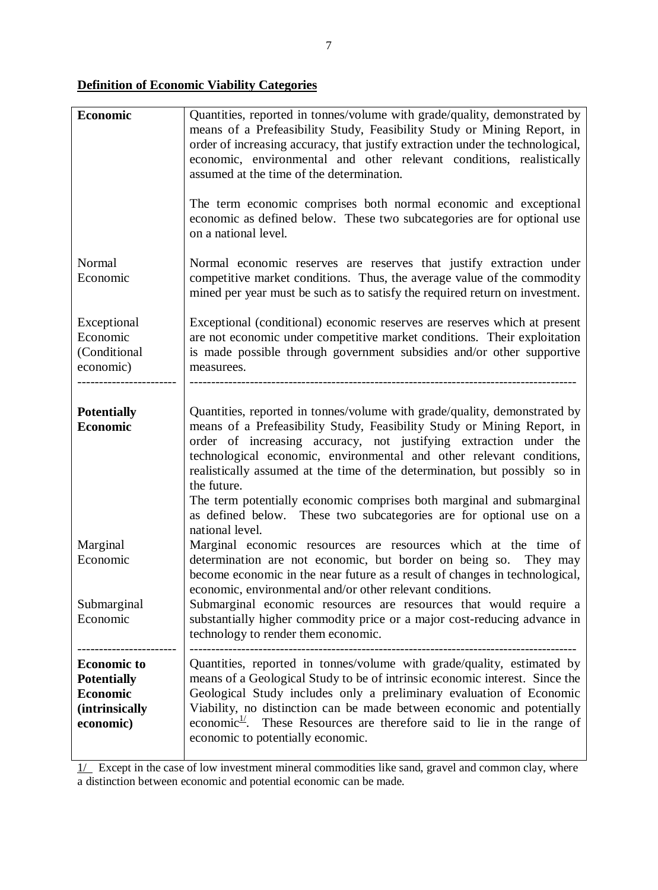## Definition of Economic Viability Categories

| | |
|---|---|
| **Economic** | Quantities, reported in tonnes/volume with grade/quality, demonstrated by means of a Prefeasibility Study, Feasibility Study or Mining Report, in order of increasing accuracy, that justify extraction under the technological, economic, environmental and other relevant conditions, realistically assumed at the time of the determination.<br><br>The term economic comprises both normal economic and exceptional economic as defined below. These two subcategories are for optional use on a national level. |
| Normal Economic | Normal economic reserves are reserves that justify extraction under competitive market conditions. Thus, the average value of the commodity mined per year must be such as to satisfy the required return on investment. |
| Exceptional Economic (Conditional economic) | Exceptional (conditional) economic reserves are reserves which at present are not economic under competitive market conditions. Their exploitation is made possible through government subsidies and/or other supportive measurees. |
| **Potentially Economic** | Quantities, reported in tonnes/volume with grade/quality, demonstrated by means of a Prefeasibility Study, Feasibility Study or Mining Report, in order of increasing accuracy, not justifying extraction under the technological economic, environmental and other relevant conditions, realistically assumed at the time of the determination, but possibly so in the future.<br>The term potentially economic comprises both marginal and submarginal as defined below. These two subcategories are for optional use on a national level. |
| Marginal Economic | Marginal economic resources are resources which at the time of determination are not economic, but border on being so. They may become economic in the near future as a result of changes in technological, economic, environmental and/or other relevant conditions. |
| Submarginal Economic | Submarginal economic resources are resources that would require a substantially higher commodity price or a major cost-reducing advance in technology to render them economic. |
| **Economic to Potentially Economic (intrinsically economic)** | Quantities, reported in tonnes/volume with grade/quality, estimated by means of a Geological Study to be of intrinsic economic interest. Since the Geological Study includes only a preliminary evaluation of Economic Viability, no distinction can be made between economic and potentially economic[1/]. These Resources are therefore said to lie in the range of economic to potentially economic. |

1/ Except in the case of low investment mineral commodities like sand, gravel and common clay, where a distinction between economic and potential economic can be made.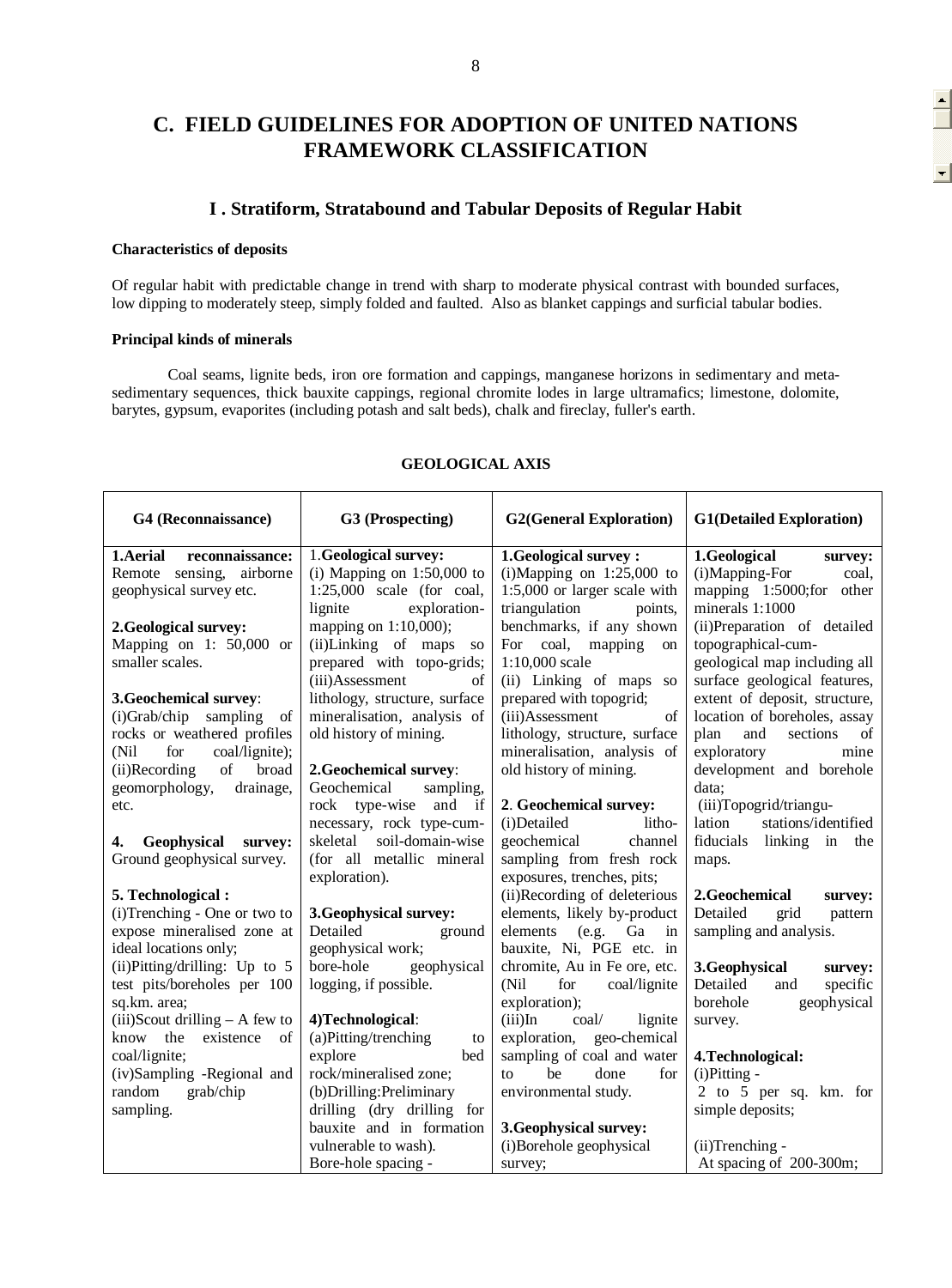# C. FIELD GUIDELINES FOR ADOPTION OF UNITED NATIONS FRAMEWORK CLASSIFICATION

## I . Stratiform, Stratabound and Tabular Deposits of Regular Habit

**Characteristics of deposits**

Of regular habit with predictable change in trend with sharp to moderate physical contrast with bounded surfaces, low dipping to moderately steep, simply folded and faulted. Also as blanket cappings and surficial tabular bodies.

**Principal kinds of minerals**

Coal seams, lignite beds, iron ore formation and cappings, manganese horizons in sedimentary and meta-sedimentary sequences, thick bauxite cappings, regional chromite lodes in large ultramafics; limestone, dolomite, barytes, gypsum, evaporites (including potash and salt beds), chalk and fireclay, fuller's earth.

**GEOLOGICAL AXIS**

| G4 (Reconnaissance) | G3 (Prospecting) | G2(General Exploration) | G1(Detailed Exploration) |
|---|---|---|---|
| **1.Aerial reconnaissance:** Remote sensing, airborne geophysical survey etc.<br><br>**2.Geological survey:** Mapping on 1: 50,000 or smaller scales.<br><br>**3.Geochemical survey**: (i)Grab/chip sampling of rocks or weathered profiles (Nil for coal/lignite); (ii)Recording of broad geomorphology, drainage, etc.<br><br>**4. Geophysical survey:** Ground geophysical survey.<br><br>**5. Technological :** (i)Trenching - One or two to expose mineralised zone at ideal locations only; (ii)Pitting/drilling: Up to 5 test pits/boreholes per 100 sq.km. area; (iii)Scout drilling – A few to know the existence of coal/lignite; (iv)Sampling -Regional and random grab/chip sampling. | 1.**Geological survey:** (i) Mapping on 1:50,000 to 1:25,000 scale (for coal, lignite exploration-mapping on 1:10,000); (ii)Linking of maps so prepared with topo-grids; (iii)Assessment of lithology, structure, surface mineralisation, analysis of old history of mining.<br><br>**2.Geochemical survey**: Geochemical sampling, rock type-wise and if necessary, rock type-cum-skeletal soil-domain-wise (for all metallic mineral exploration).<br><br>**3.Geophysical survey:** Detailed ground geophysical work; bore-hole geophysical logging, if possible.<br><br>**4)Technological**: (a)Pitting/trenching to explore bed rock/mineralised zone; (b)Drilling:Preliminary drilling (dry drilling for bauxite and in formation vulnerable to wash). Bore-hole spacing - | **1.Geological survey :** (i)Mapping on 1:25,000 to 1:5,000 or larger scale with triangulation points, benchmarks, if any shown For coal, mapping on 1:10,000 scale (ii) Linking of maps so prepared with topogrid; (iii)Assessment of lithology, structure, surface mineralisation, analysis of old history of mining.<br><br>2. **Geochemical survey:** (i)Detailed litho-geochemical channel sampling from fresh rock exposures, trenches, pits; (ii)Recording of deleterious elements, likely by-product elements (e.g. Ga in bauxite, Ni, PGE etc. in chromite, Au in Fe ore, etc. (Nil for coal/lignite exploration); (iii)In coal/ lignite exploration, geo-chemical sampling of coal and water to be done for environmental study.<br><br>**3.Geophysical survey:** (i)Borehole geophysical survey; | **1.Geological survey:** (i)Mapping-For coal, mapping 1:5000;for other minerals 1:1000 (ii)Preparation of detailed topographical-cum-geological map including all surface geological features, extent of deposit, structure, location of boreholes, assay plan and sections of exploratory mine development and borehole data; (iii)Topogrid/triangulation stations/identified fiducials linking in the maps.<br><br>**2.Geochemical survey:** Detailed grid pattern sampling and analysis.<br><br>**3.Geophysical survey:** Detailed and specific borehole geophysical survey.<br><br>**4.Technological:** (i)Pitting - 2 to 5 per sq. km. for simple deposits;<br><br>(ii)Trenching - At spacing of 200-300m; |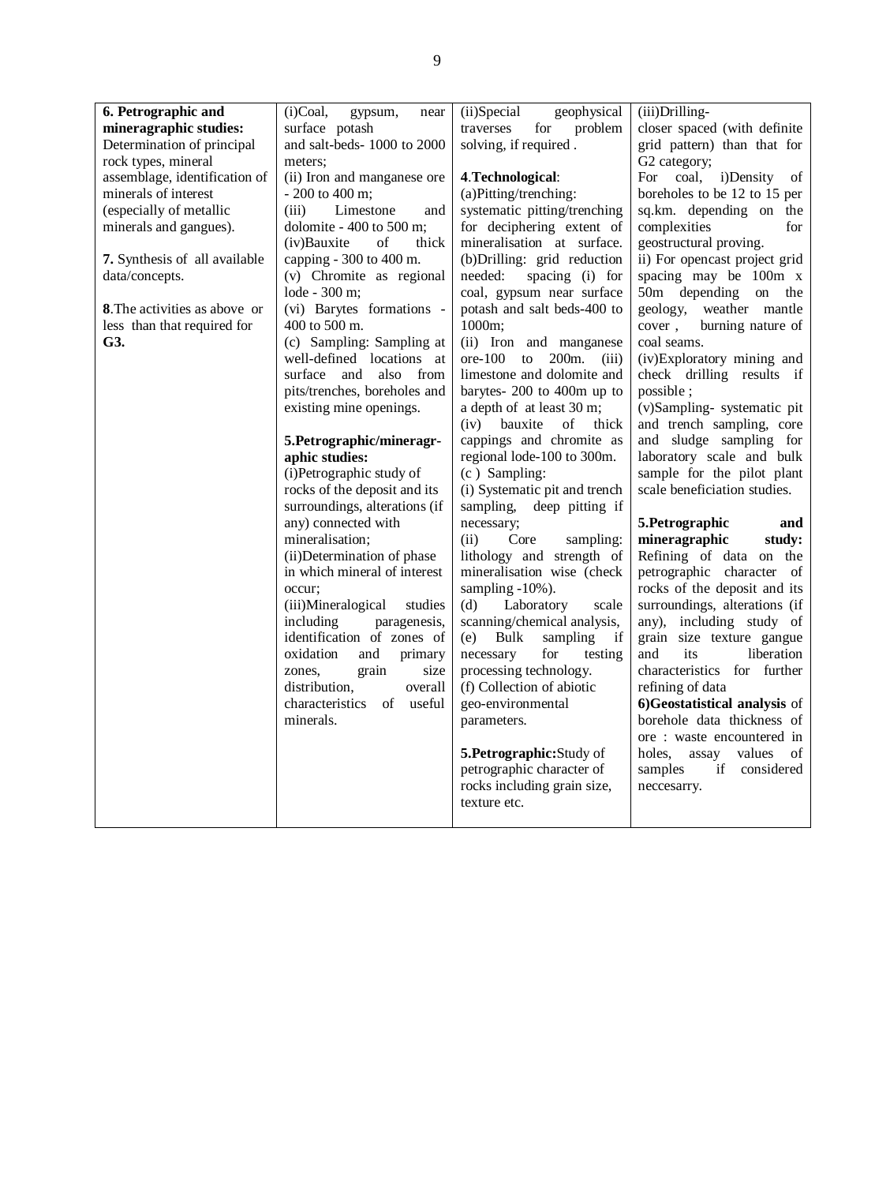| | | | |
|---|---|---|---|
| **6. Petrographic and mineragraphic studies:** Determination of principal rock types, mineral assemblage, identification of minerals of interest (especially of metallic minerals and gangues).<br><br>**7.** Synthesis of all available data/concepts.<br><br>**8**.The activities as above or less than that required for **G3.** | (i)Coal, gypsum, near surface potash and salt-beds- 1000 to 2000 meters;<br>(ii) Iron and manganese ore - 200 to 400 m;<br>(iii) Limestone and dolomite - 400 to 500 m;<br>(iv)Bauxite of thick capping - 300 to 400 m.<br>(v) Chromite as regional lode - 300 m;<br>(vi) Barytes formations - 400 to 500 m.<br>(c) Sampling: Sampling at well-defined locations at surface and also from pits/trenches, boreholes and existing mine openings.<br><br>**5.Petrographic/mineragraphic studies:**<br>(i)Petrographic study of rocks of the deposit and its surroundings, alterations (if any) connected with mineralisation;<br>(ii)Determination of phase in which mineral of interest occur;<br>(iii)Mineralogical studies including paragenesis, identification of zones of oxidation and primary zones, grain size distribution, overall characteristics of useful minerals. | (ii)Special geophysical traverses for problem solving, if required .<br><br>**4**.**Technological**:<br>(a)Pitting/trenching: systematic pitting/trenching for deciphering extent of mineralisation at surface.<br>(b)Drilling: grid reduction needed: spacing (i) for potash and salt beds-400 to 1000m;<br>(ii) Iron and manganese ore-100 to 200m. (iii) limestone and dolomite and barytes- 200 to 400m up to a depth of at least 30 m;<br>(iv) bauxite of thick cappings and chromite as regional lode-100 to 300m.<br>(c ) Sampling:<br>(i) Systematic pit and trench sampling, deep pitting if necessary;<br>(ii) Core sampling: lithology and strength of mineralisation wise (check sampling -10%).<br>(d) Laboratory scale scanning/chemical analysis,<br>(e) Bulk sampling if necessary for testing processing technology.<br>(f) Collection of abiotic geo-environmental parameters.<br><br>**5.Petrographic:**Study of petrographic character of rocks including grain size, texture etc. | (iii)Drilling- closer spaced (with definite grid pattern) than that for G2 category;<br>For coal, i)Density of boreholes to be 12 to 15 per sq.km. depending on the complexities for geostructural proving.<br>ii) For opencast project grid spacing may be 100m x 50m depending on the geology, weather mantle cover , burning nature of coal seams.<br>(iv)Exploratory mining and check drilling results if possible ;<br>(v)Sampling- systematic pit and trench sampling, core and sludge sampling for laboratory scale and bulk sample for the pilot plant scale beneficiation studies.<br><br>**5.Petrographic and mineragraphic study:** Refining of data on the petrographic character of rocks of the deposit and its surroundings, alterations (if any), including study of grain size texture gangue and its liberation characteristics for further refining of data<br>**6)Geostatistical analysis** of borehole data thickness of ore : waste encountered in holes, assay values of samples if considered neccesarry. |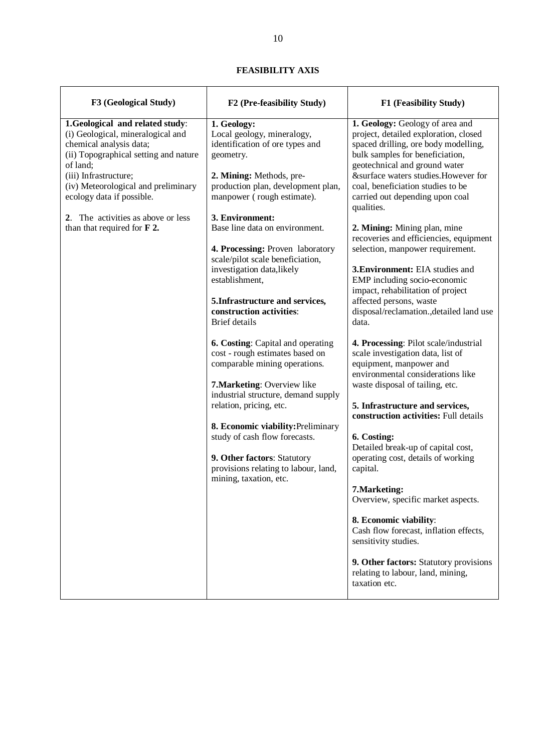## FEASIBILITY AXIS

| F3 (Geological Study) | F2 (Pre-feasibility Study) | F1 (Feasibility Study) |
|---|---|---|
| **1.Geological and related study**: (i) Geological, mineralogical and chemical analysis data; (ii) Topographical setting and nature of land; (iii) Infrastructure; (iv) Meteorological and preliminary ecology data if possible.<br><br>**2**. The activities as above or less than that required for **F 2.** | **1. Geology:** Local geology, mineralogy, identification of ore types and geometry.<br><br>**2. Mining:** Methods, pre-production plan, development plan, manpower ( rough estimate).<br><br>**3. Environment:** Base line data on environment.<br><br>**4. Processing:** Proven laboratory scale/pilot scale beneficiation, investigation data,likely establishment,<br><br>**5.Infrastructure and services, construction activities**: Brief details<br><br>**6. Costing**: Capital and operating cost - rough estimates based on comparable mining operations.<br><br>**7.Marketing**: Overview like industrial structure, demand supply relation, pricing, etc.<br><br>**8. Economic viability:**Preliminary study of cash flow forecasts.<br><br>**9. Other factors**: Statutory provisions relating to labour, land, mining, taxation, etc. | **1. Geology:** Geology of area and project, detailed exploration, closed spaced drilling, ore body modelling, bulk samples for beneficiation, geotechnical and ground water &surface waters studies.However for coal, beneficiation studies to be carried out depending upon coal qualities.<br><br>**2. Mining:** Mining plan, mine recoveries and efficiencies, equipment selection, manpower requirement.<br><br>**3.Environment:** EIA studies and EMP including socio-economic impact, rehabilitation of project affected persons, waste disposal/reclamation.,detailed land use data.<br><br>**4. Processing**: Pilot scale/industrial scale investigation data, list of equipment, manpower and environmental considerations like waste disposal of tailing, etc.<br><br>**5. Infrastructure and services, construction activities:** Full details<br><br>**6. Costing:** Detailed break-up of capital cost, operating cost, details of working capital.<br><br>**7.Marketing:** Overview, specific market aspects.<br><br>**8. Economic viability**: Cash flow forecast, inflation effects, sensitivity studies.<br><br>**9. Other factors:** Statutory provisions relating to labour, land, mining, taxation etc. |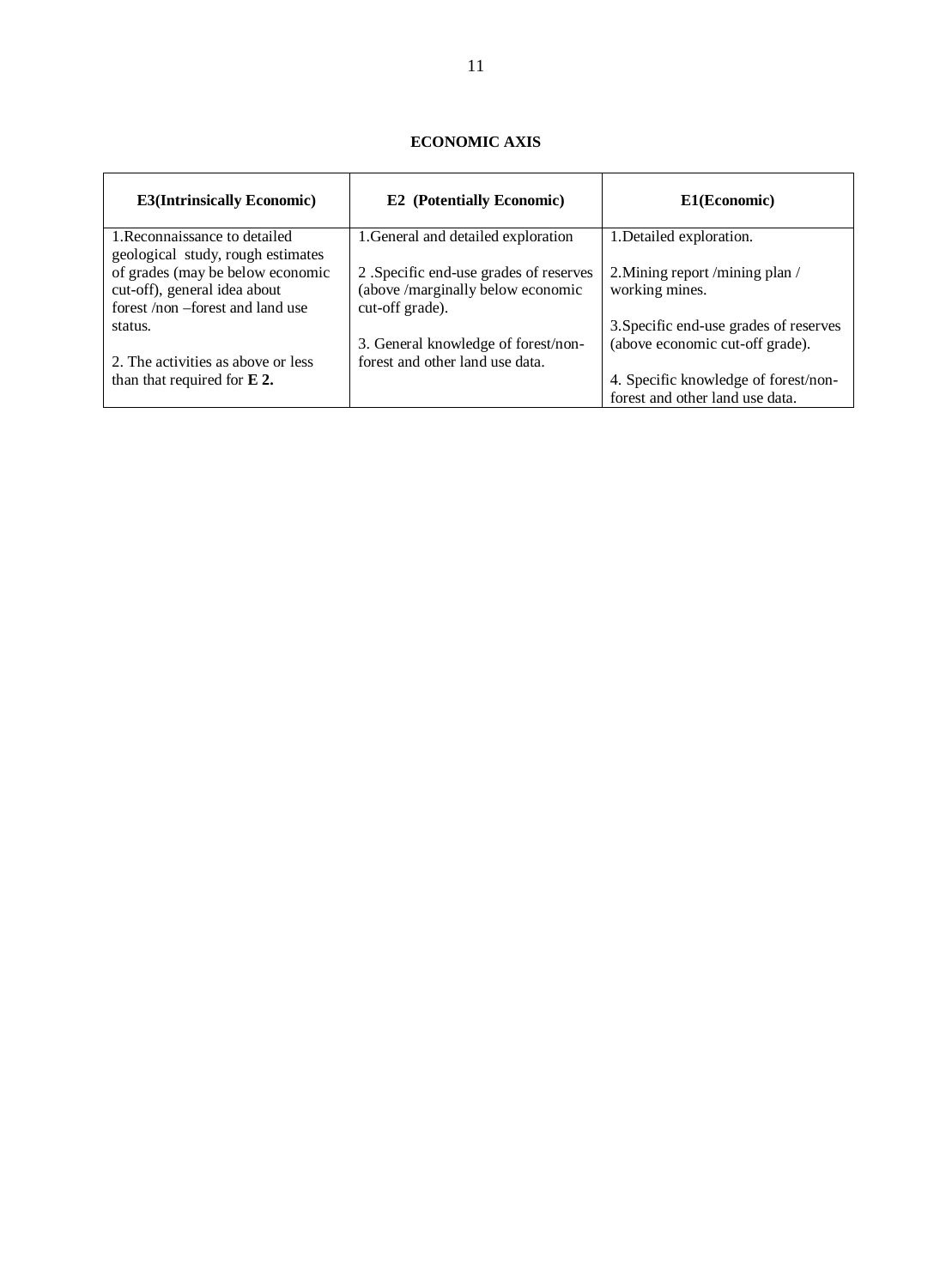**ECONOMIC AXIS**

| E3(Intrinsically Economic) | E2 (Potentially Economic) | E1(Economic) |
|---|---|---|
| 1.Reconnaissance to detailed geological study, rough estimates of grades (may be below economic cut-off), general idea about forest /non –forest and land use status.<br><br>2. The activities as above or less than that required for **E 2.** | 1.General and detailed exploration<br><br>2 .Specific end-use grades of reserves (above /marginally below economic cut-off grade).<br><br>3. General knowledge of forest/non-forest and other land use data. | 1.Detailed exploration.<br><br>2.Mining report /mining plan / working mines.<br><br>3.Specific end-use grades of reserves (above economic cut-off grade).<br><br>4. Specific knowledge of forest/non-forest and other land use data. |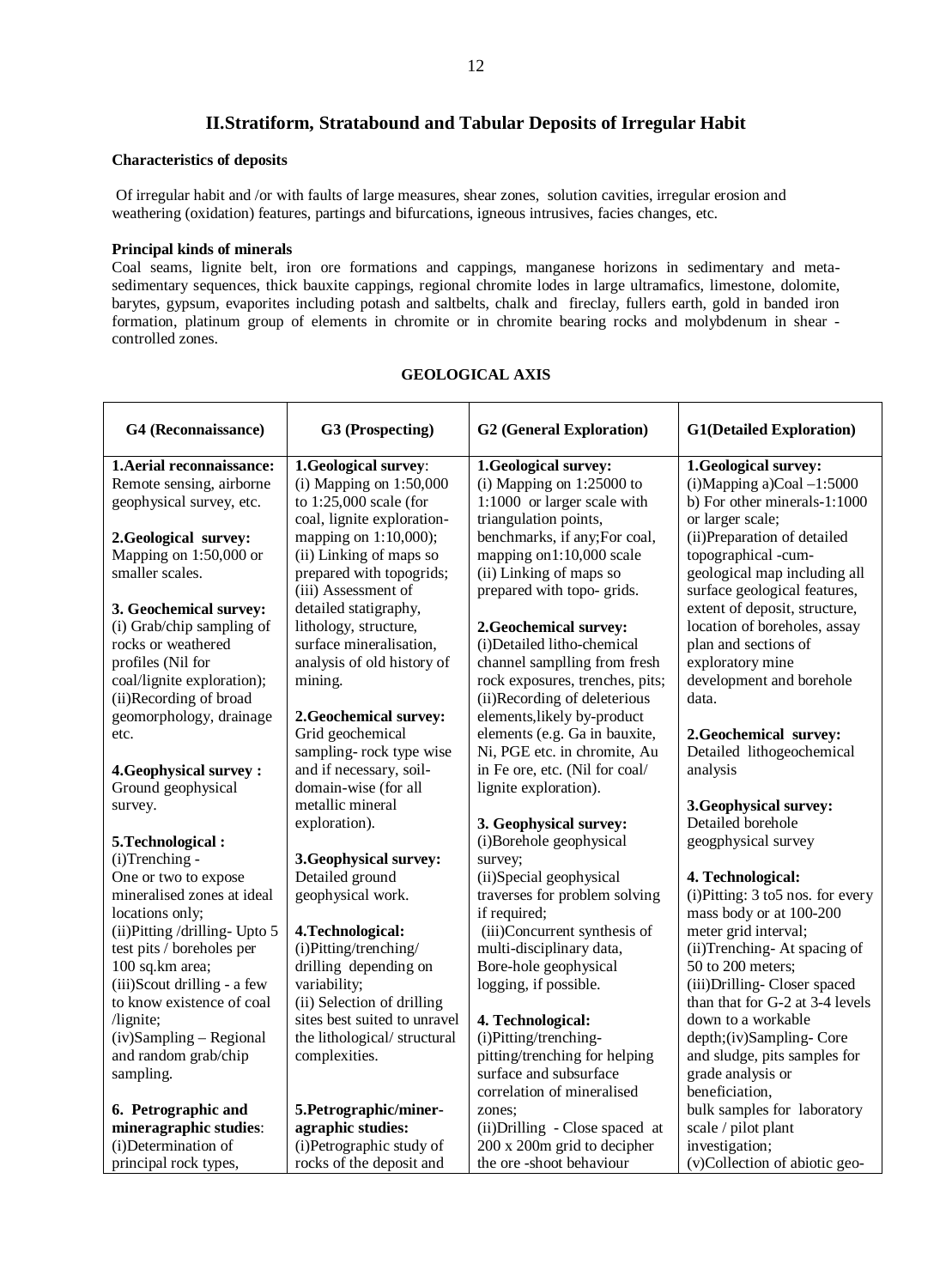## II.Stratiform, Stratabound and Tabular Deposits of Irregular Habit

**Characteristics of deposits**

Of irregular habit and /or with faults of large measures, shear zones, solution cavities, irregular erosion and weathering (oxidation) features, partings and bifurcations, igneous intrusives, facies changes, etc.

**Principal kinds of minerals**

Coal seams, lignite belt, iron ore formations and cappings, manganese horizons in sedimentary and meta-sedimentary sequences, thick bauxite cappings, regional chromite lodes in large ultramafics, limestone, dolomite, barytes, gypsum, evaporites including potash and saltbelts, chalk and fireclay, fullers earth, gold in banded iron formation, platinum group of elements in chromite or in chromite bearing rocks and molybdenum in shear - controlled zones.

**GEOLOGICAL AXIS**

| G4 (Reconnaissance) | G3 (Prospecting) | G2 (General Exploration) | G1(Detailed Exploration) |
|---|---|---|---|
| **1.Aerial reconnaissance:** Remote sensing, airborne geophysical survey, etc.<br><br>**2.Geological survey:** Mapping on 1:50,000 or smaller scales.<br><br>**3. Geochemical survey:** (i) Grab/chip sampling of rocks or weathered profiles (Nil for coal/lignite exploration); (ii)Recording of broad geomorphology, drainage etc.<br><br>**4.Geophysical survey :** Ground geophysical survey.<br><br>**5.Technological :** (i)Trenching - One or two to expose mineralised zones at ideal locations only; (ii)Pitting /drilling- Upto 5 test pits / boreholes per 100 sq.km area; (iii)Scout drilling - a few to know existence of coal /lignite; (iv)Sampling – Regional and random grab/chip sampling.<br><br>**6. Petrographic and mineragraphic studies**: (i)Determination of principal rock types, | **1.Geological survey**: (i) Mapping on 1:50,000 to 1:25,000 scale (for coal, lignite exploration-mapping on 1:10,000); (ii) Linking of maps so prepared with topogrids; (iii) Assessment of detailed statigraphy, lithology, structure, surface mineralisation, analysis of old history of mining.<br><br>**2.Geochemical survey:** Grid geochemical sampling- rock type wise and if necessary, soil-domain-wise (for all metallic mineral exploration).<br><br>**3.Geophysical survey:** Detailed ground geophysical work.<br><br>**4.Technological:** (i)Pitting/trenching/ drilling depending on variability; (ii) Selection of drilling sites best suited to unravel the lithological/ structural complexities.<br><br>**5.Petrographic/miner-agraphic studies:** (i)Petrographic study of rocks of the deposit and | **1.Geological survey:** (i) Mapping on 1:25000 to 1:1000 or larger scale with triangulation points, benchmarks, if any;For coal, mapping on1:10,000 scale (ii) Linking of maps so prepared with topo- grids.<br><br>**2.Geochemical survey:** (i)Detailed litho-chemical channel samplling from fresh rock exposures, trenches, pits; (ii)Recording of deleterious elements,likely by-product elements (e.g. Ga in bauxite, Ni, PGE etc. in chromite, Au in Fe ore, etc. (Nil for coal/ lignite exploration).<br><br>**3. Geophysical survey:** (i)Borehole geophysical survey; (ii)Special geophysical traverses for problem solving if required; (iii)Concurrent synthesis of multi-disciplinary data, Bore-hole geophysical logging, if possible.<br><br>**4. Technological:** (i)Pitting/trenching-pitting/trenching for helping surface and subsurface correlation of mineralised zones; (ii)Drilling - Close spaced at 200 x 200m grid to decipher the ore -shoot behaviour | **1.Geological survey:** (i)Mapping a)Coal –1:5000 b) For other minerals-1:1000 or larger scale; (ii)Preparation of detailed topographical -cum-geological map including all surface geological features, extent of deposit, structure, location of boreholes, assay plan and sections of exploratory mine development and borehole data.<br><br>**2.Geochemical survey:** Detailed lithogeochemical analysis<br><br>**3.Geophysical survey:** Detailed borehole geogphysical survey<br><br>**4. Technological:** (i)Pitting: 3 to5 nos. for every mass body or at 100-200 meter grid interval; (ii)Trenching- At spacing of 50 to 200 meters; (iii)Drilling- Closer spaced than that for G-2 at 3-4 levels down to a workable depth;(iv)Sampling- Core and sludge, pits samples for grade analysis or beneficiation, bulk samples for laboratory scale / pilot plant investigation; (v)Collection of abiotic geo- |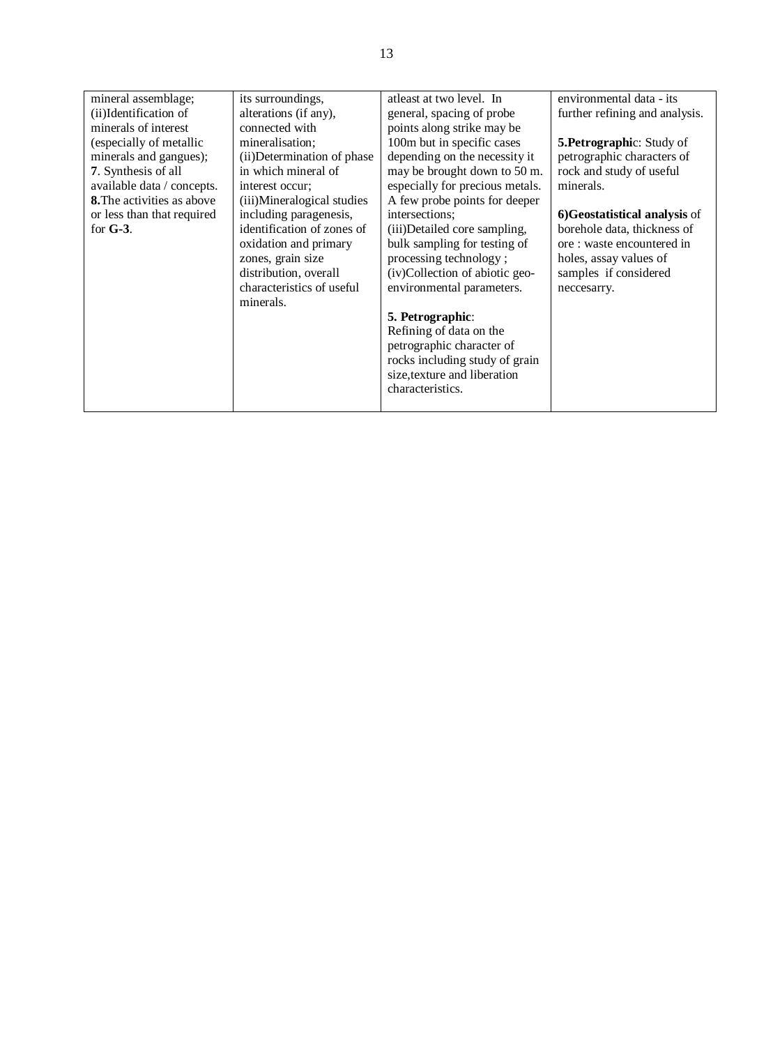| | | | |
|---|---|---|---|
| mineral assemblage;<br>(ii)Identification of minerals of interest (especially of metallic minerals and gangues);<br>**7**. Synthesis of all available data / concepts.<br>**8.**The activities as above or less than that required for **G-3**. | its surroundings, alterations (if any), connected with mineralisation;<br>(ii)Determination of phase in which mineral of interest occur;<br>(iii)Mineralogical studies including paragenesis, identification of zones of oxidation and primary zones, grain size distribution, overall characteristics of useful minerals. | atleast at two level. In general, spacing of probe points along strike may be 100m but in specific cases depending on the necessity it may be brought down to 50 m. especially for precious metals. A few probe points for deeper intersections;<br>(iii)Detailed core sampling, bulk sampling for testing of processing technology ;<br>(iv)Collection of abiotic geo-environmental parameters.<br><br>**5. Petrographic**:<br>Refining of data on the petrographic character of rocks including study of grain size,texture and liberation characteristics. | environmental data - its further refining and analysis.<br><br>**5.Petrographi**c: Study of petrographic characters of rock and study of useful minerals.<br><br>**6)Geostatistical analysis** of borehole data, thickness of ore : waste encountered in holes, assay values of samples if considered neccesarry. |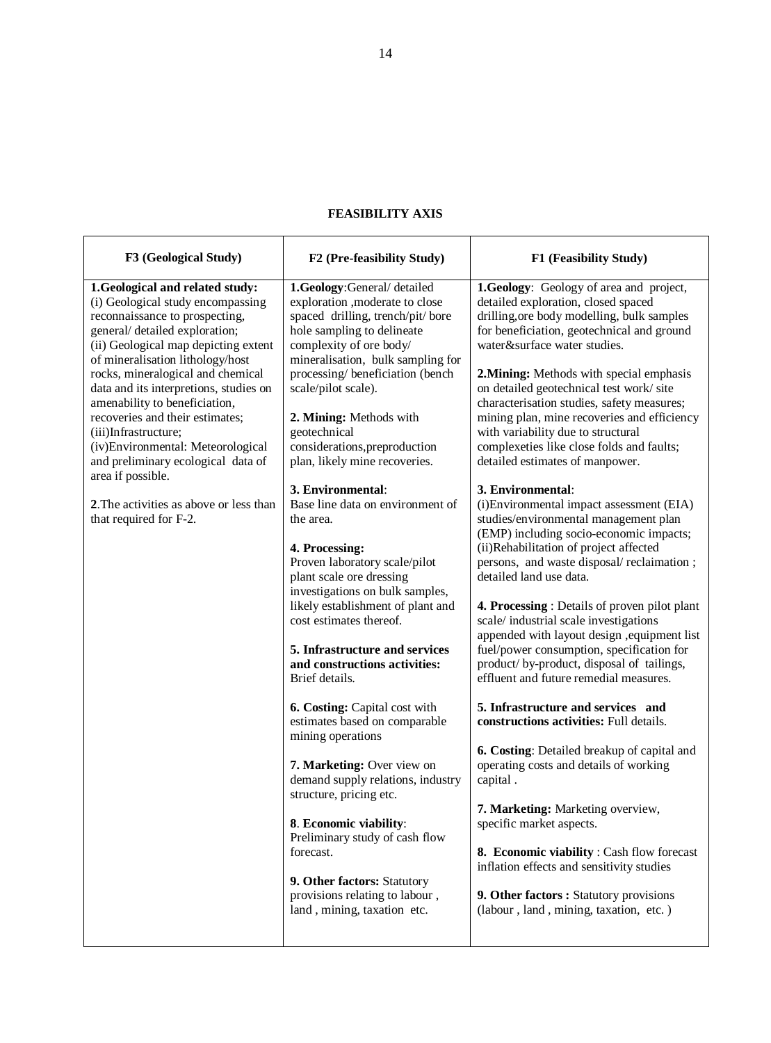## FEASIBILITY AXIS

| F3 (Geological Study) | F2 (Pre-feasibility Study) | F1 (Feasibility Study) |
|---|---|---|
| **1.Geological and related study:**<br>(i) Geological study encompassing reconnaissance to prospecting, general/ detailed exploration;<br>(ii) Geological map depicting extent of mineralisation lithology/host rocks, mineralogical and chemical data and its interpretions, studies on amenability to beneficiation, recoveries and their estimates;<br>(iii)Infrastructure;<br>(iv)Environmental: Meteorological and preliminary ecological data of area if possible.<br><br>**2**.The activities as above or less than that required for F-2. | **1.Geology**:General/ detailed exploration ,moderate to close spaced drilling, trench/pit/ bore hole sampling to delineate complexity of ore body/ mineralisation, bulk sampling for processing/ beneficiation (bench scale/pilot scale).<br><br>**2. Mining:** Methods with geotechnical considerations,preproduction plan, likely mine recoveries.<br><br>**3. Environmental**:<br>Base line data on environment of the area.<br><br>**4. Processing:**<br>Proven laboratory scale/pilot plant scale ore dressing investigations on bulk samples, likely establishment of plant and cost estimates thereof.<br><br>**5. Infrastructure and services and constructions activities:**<br>Brief details.<br><br>**6. Costing:** Capital cost with estimates based on comparable mining operations<br><br>**7. Marketing:** Over view on demand supply relations, industry structure, pricing etc.<br><br>**8**. **Economic viability**:<br>Preliminary study of cash flow forecast.<br><br>**9. Other factors:** Statutory provisions relating to labour , land , mining, taxation etc. | **1.Geology**: Geology of area and project, detailed exploration, closed spaced drilling,ore body modelling, bulk samples for beneficiation, geotechnical and ground water&surface water studies.<br><br>**2.Mining:** Methods with special emphasis on detailed geotechnical test work/ site characterisation studies, safety measures; mining plan, mine recoveries and efficiency with variability due to structural complexeties like close folds and faults; detailed estimates of manpower.<br><br>**3. Environmental**:<br>(i)Environmental impact assessment (EIA) studies/environmental management plan (EMP) including socio-economic impacts;<br>(ii)Rehabilitation of project affected persons, and waste disposal/ reclaimation ; detailed land use data.<br><br>**4. Processing** : Details of proven pilot plant scale/ industrial scale investigations appended with layout design ,equipment list fuel/power consumption, specification for product/ by-product, disposal of tailings, effluent and future remedial measures.<br><br>**5. Infrastructure and services and constructions activities:** Full details.<br><br>**6. Costing**: Detailed breakup of capital and operating costs and details of working capital .<br><br>**7. Marketing:** Marketing overview, specific market aspects.<br><br>**8. Economic viability** : Cash flow forecast inflation effects and sensitivity studies<br><br>**9. Other factors :** Statutory provisions (labour , land , mining, taxation, etc. ) |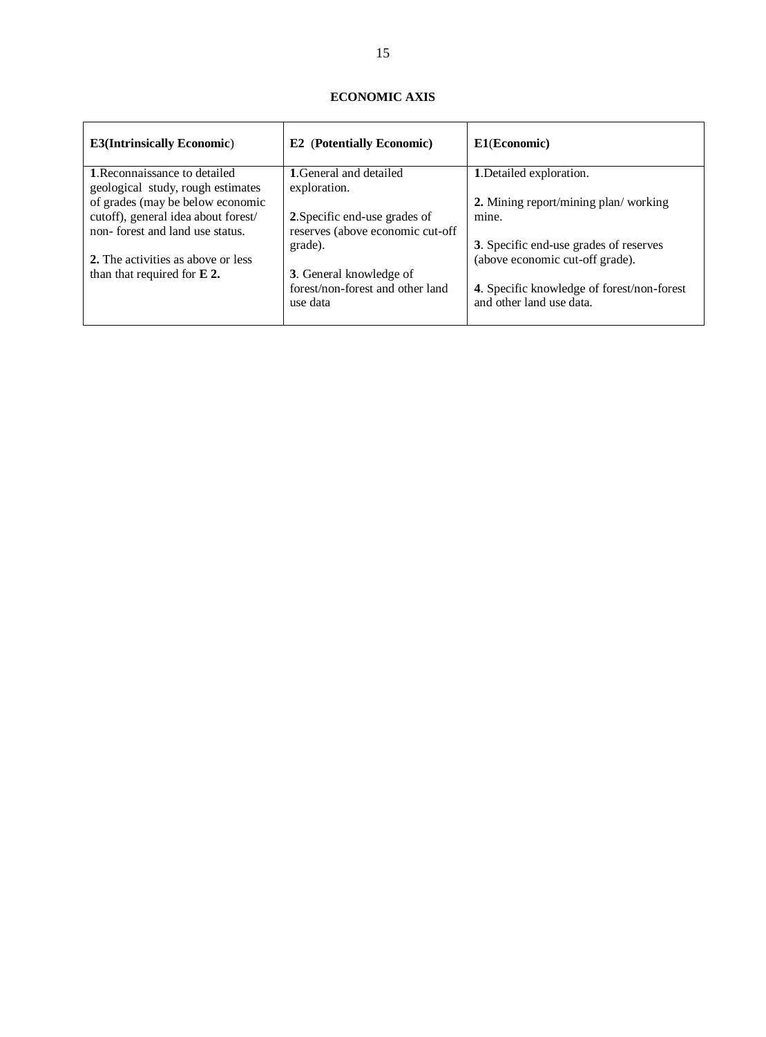## ECONOMIC AXIS

| **E3(Intrinsically Economic**) | **E2 (Potentially Economic)** | **E1**(**Economic)** |
|---|---|---|
| **1**.Reconnaissance to detailed geological study, rough estimates of grades (may be below economic cutoff), general idea about forest/ non- forest and land use status.<br><br>**2.** The activities as above or less than that required for **E 2.** | **1**.General and detailed exploration.<br><br>**2**.Specific end-use grades of reserves (above economic cut-off grade).<br><br>**3**. General knowledge of forest/non-forest and other land use data | **1**.Detailed exploration.<br><br>**2.** Mining report/mining plan/ working mine.<br><br>**3**. Specific end-use grades of reserves (above economic cut-off grade).<br><br>**4**. Specific knowledge of forest/non-forest and other land use data. |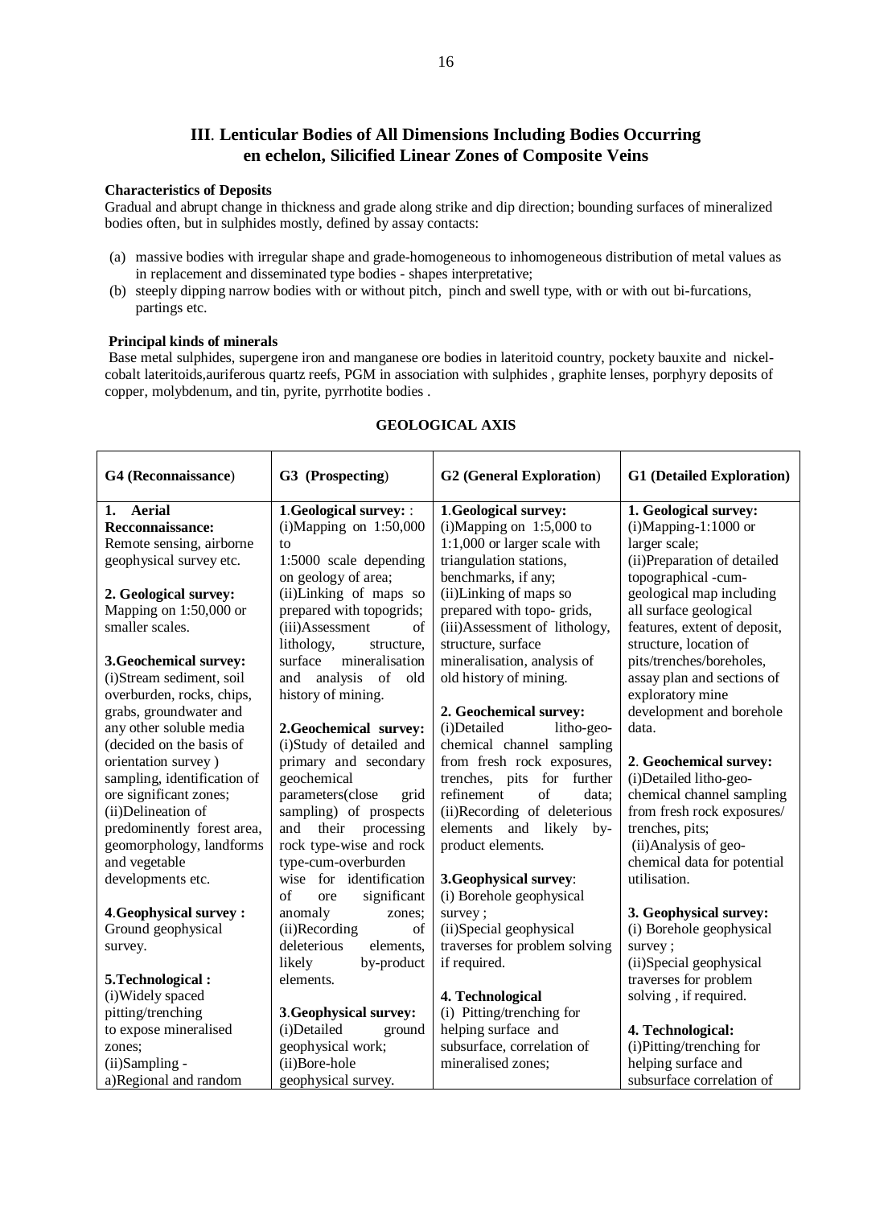## III. Lenticular Bodies of All Dimensions Including Bodies Occurring en echelon, Silicified Linear Zones of Composite Veins

**Characteristics of Deposits**

Gradual and abrupt change in thickness and grade along strike and dip direction; bounding surfaces of mineralized bodies often, but in sulphides mostly, defined by assay contacts:

(a) massive bodies with irregular shape and grade-homogeneous to inhomogeneous distribution of metal values as in replacement and disseminated type bodies - shapes interpretative;

(b) steeply dipping narrow bodies with or without pitch, pinch and swell type, with or with out bi-furcations, partings etc.

**Principal kinds of minerals**

Base metal sulphides, supergene iron and manganese ore bodies in lateritoid country, pockety bauxite and nickel-cobalt lateritoids,auriferous quartz reefs, PGM in association with sulphides , graphite lenses, porphyry deposits of copper, molybdenum, and tin, pyrite, pyrrhotite bodies .

**GEOLOGICAL AXIS**

| G4 (Reconnaissance) | G3 (Prospecting) | G2 (General Exploration) | G1 (Detailed Exploration) |
|---|---|---|---|
| **1. Aerial Recconnaissance:** Remote sensing, airborne geophysical survey etc.<br><br>**2. Geological survey:** Mapping on 1:50,000 or smaller scales.<br><br>**3.Geochemical survey:** (i)Stream sediment, soil overburden, rocks, chips, grabs, groundwater and any other soluble media (decided on the basis of orientation survey ) sampling, identification of ore significant zones; (ii)Delineation of predominently forest area, geomorphology, landforms and vegetable developments etc.<br><br>**4.Geophysical survey :** Ground geophysical survey.<br><br>**5.Technological :** (i)Widely spaced pitting/trenching to expose mineralised zones; (ii)Sampling - a)Regional and random | **1.Geological survey:** : (i)Mapping on 1:50,000 to 1:5000 scale depending on geology of area; (ii)Linking of maps so prepared with topogrids; (iii)Assessment of lithology, structure, surface mineralisation and analysis of old history of mining.<br><br>**2.Geochemical survey:** (i)Study of detailed and primary and secondary geochemical parameters(close grid sampling) of prospects and their processing rock type-wise and rock type-cum-overburden wise for identification of ore significant anomaly zones; (ii)Recording of deleterious elements, likely by-product elements.<br><br>**3.Geophysical survey:** (i)Detailed ground geophysical work; (ii)Bore-hole geophysical survey. | **1.Geological survey:** (i)Mapping on 1:5,000 to 1:1,000 or larger scale with triangulation stations, benchmarks, if any; (ii)Linking of maps so prepared with topo- grids, (iii)Assessment of lithology, structure, surface mineralisation, analysis of old history of mining.<br><br>**2. Geochemical survey:** (i)Detailed litho-geo-chemical channel sampling from fresh rock exposures, trenches, pits for further refinement of data; (ii)Recording of deleterious elements and likely by-product elements.<br><br>**3.Geophysical survey**: (i) Borehole geophysical survey ; (ii)Special geophysical traverses for problem solving if required.<br><br>**4. Technological** (i) Pitting/trenching for helping surface and subsurface, correlation of mineralised zones; | **1. Geological survey:** (i)Mapping-1:1000 or larger scale; (ii)Preparation of detailed topographical -cum-geological map including all surface geological features, extent of deposit, structure, location of pits/trenches/boreholes, assay plan and sections of exploratory mine development and borehole data.<br><br>**2. Geochemical survey:** (i)Detailed litho-geo-chemical channel sampling from fresh rock exposures/ trenches, pits; (ii)Analysis of geo-chemical data for potential utilisation.<br><br>**3. Geophysical survey:** (i) Borehole geophysical survey ; (ii)Special geophysical traverses for problem solving , if required.<br><br>**4. Technological:** (i)Pitting/trenching for helping surface and subsurface correlation of |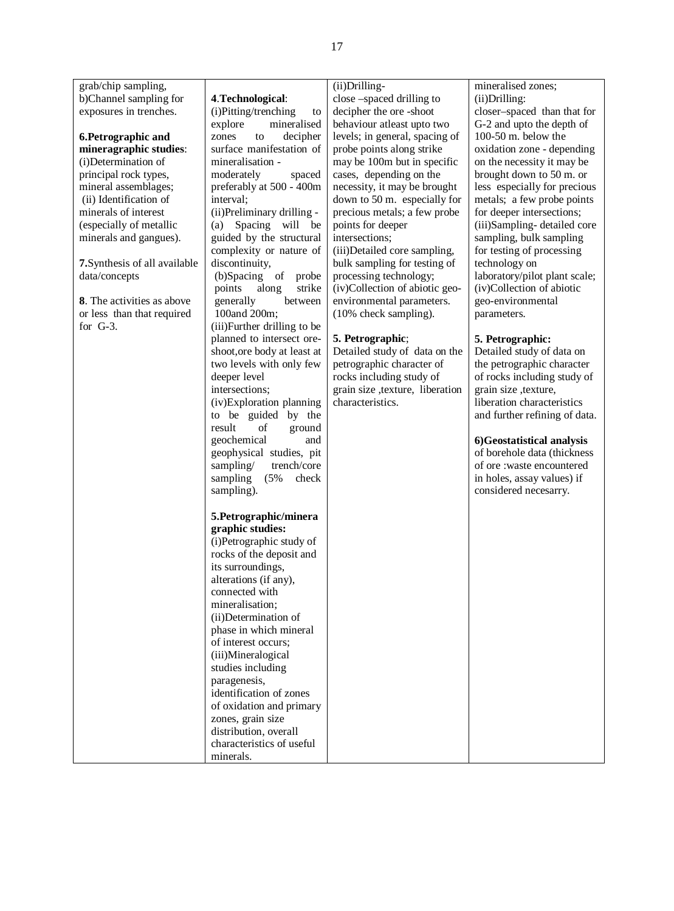| | | | |
|---|---|---|---|
| grab/chip sampling,<br>b)Channel sampling for exposures in trenches.<br><br>**6.Petrographic and mineragraphic studies**:<br>(i)Determination of principal rock types, mineral assemblages;<br>(ii) Identification of minerals of interest (especially of metallic minerals and gangues).<br><br>**7.**Synthesis of all available data/concepts<br><br>**8**. The activities as above or less than that required for G-3. | **4**.**Technological**:<br>(i)Pitting/trenching to explore mineralised zones to decipher surface manifestation of mineralisation - moderately spaced preferably at 500 - 400m interval;<br>(ii)Preliminary drilling - (a) Spacing will be guided by the structural complexity or nature of discontinuity,<br>(b)Spacing of probe points along strike generally between 100and 200m;<br>(iii)Further drilling to be planned to intersect ore-shoot,ore body at least at two levels with only few deeper level intersections;<br>(iv)Exploration planning to be guided by the result of ground geochemical and geophysical studies, pit sampling/ trench/core sampling (5% check sampling).<br><br>**5.Petrographic/mineragraphic studies:**<br>(i)Petrographic study of rocks of the deposit and its surroundings, alterations (if any), connected with mineralisation;<br>(ii)Determination of phase in which mineral of interest occurs;<br>(iii)Mineralogical studies including paragenesis, identification of zones of oxidation and primary zones, grain size distribution, overall characteristics of useful minerals. | (ii)Drilling-<br>close –spaced drilling to decipher the ore -shoot behaviour atleast upto two levels; in general, spacing of probe points along strike may be 100m but in specific cases, depending on the necessity, it may be brought down to 50 m. especially for precious metals; a few probe points for deeper intersections;<br>(iii)Detailed core sampling, bulk sampling for testing of processing technology;<br>(iv)Collection of abiotic geo-environmental parameters. (10% check sampling).<br><br>**5. Petrographic**;<br>Detailed study of data on the petrographic character of rocks including study of grain size ,texture, liberation characteristics. | mineralised zones;<br>(ii)Drilling:<br>closer–spaced than that for G-2 and upto the depth of 100-50 m. below the oxidation zone - depending on the necessity it may be brought down to 50 m. or less especially for precious metals; a few probe points for deeper intersections;<br>(iii)Sampling- detailed core sampling, bulk sampling for testing of processing technology on laboratory/pilot plant scale;<br>(iv)Collection of abiotic geo-environmental parameters.<br><br>**5. Petrographic:**<br>Detailed study of data on the petrographic character of rocks including study of grain size ,texture, liberation characteristics and further refining of data.<br><br>**6)Geostatistical analysis** of borehole data (thickness of ore :waste encountered in holes, assay values) if considered necesarry. |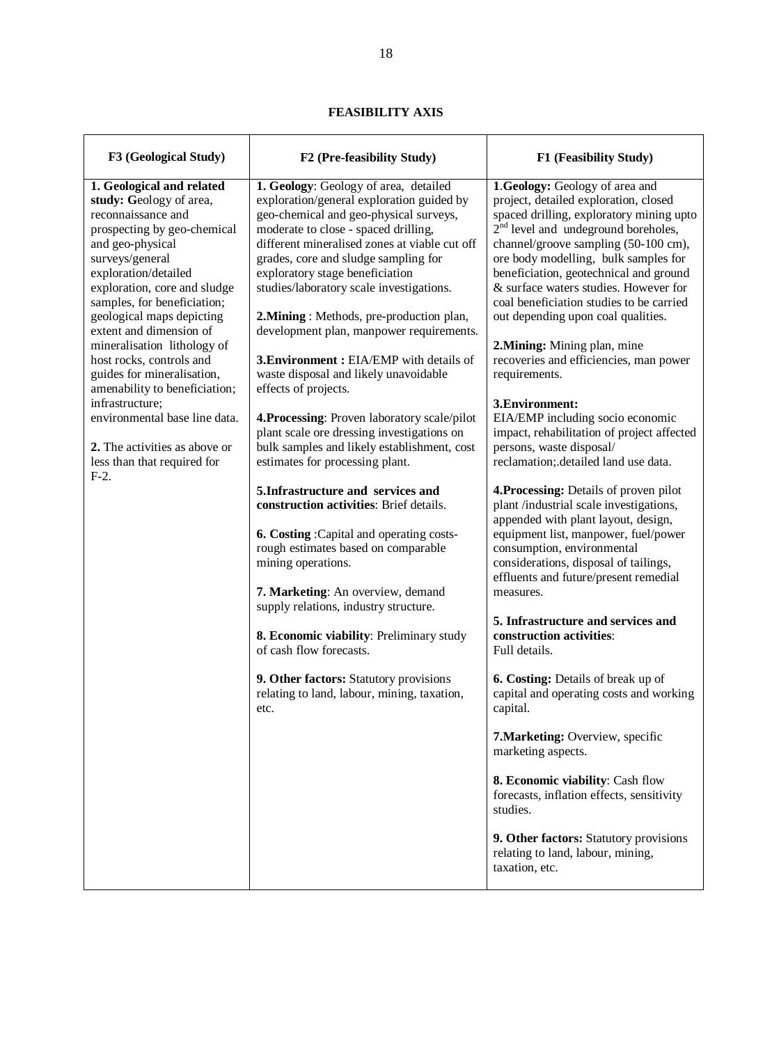**FEASIBILITY AXIS**

| F3 (Geological Study) | F2 (Pre-feasibility Study) | F1 (Feasibility Study) |
|---|---|---|
| **1. Geological and related study: G**eology of area, reconnaissance and prospecting by geo-chemical and geo-physical surveys/general exploration/detailed exploration, core and sludge samples, for beneficiation; geological maps depicting extent and dimension of mineralisation lithology of host rocks, controls and guides for mineralisation, amenability to beneficiation; infrastructure; environmental base line data.<br><br>**2.** The activities as above or less than that required for F-2. | **1. Geology**: Geology of area, detailed exploration/general exploration guided by geo-chemical and geo-physical surveys, moderate to close - spaced drilling, different mineralised zones at viable cut off grades, core and sludge sampling for exploratory stage beneficiation studies/laboratory scale investigations.<br><br>**2.Mining** : Methods, pre-production plan, development plan, manpower requirements.<br><br>**3.Environment :** EIA/EMP with details of waste disposal and likely unavoidable effects of projects.<br><br>**4.Processing**: Proven laboratory scale/pilot plant scale ore dressing investigations on bulk samples and likely establishment, cost estimates for processing plant.<br><br>**5.Infrastructure and services and construction activities**: Brief details.<br><br>**6. Costing** :Capital and operating costs- rough estimates based on comparable mining operations.<br><br>**7. Marketing**: An overview, demand supply relations, industry structure.<br><br>**8. Economic viability**: Preliminary study of cash flow forecasts.<br><br>**9. Other factors:** Statutory provisions relating to land, labour, mining, taxation, etc. | **1.Geology:** Geology of area and project, detailed exploration, closed spaced drilling, exploratory mining upto 2nd level and undeground boreholes, channel/groove sampling (50-100 cm), ore body modelling, bulk samples for beneficiation, geotechnical and ground & surface waters studies. However for coal beneficiation studies to be carried out depending upon coal qualities.<br><br>**2.Mining:** Mining plan, mine recoveries and efficiencies, man power requirements.<br><br>**3.Environment:**<br>EIA/EMP including socio economic impact, rehabilitation of project affected persons, waste disposal/ reclamation;.detailed land use data.<br><br>**4.Processing:** Details of proven pilot plant /industrial scale investigations, appended with plant layout, design, equipment list, manpower, fuel/power consumption, environmental considerations, disposal of tailings, effluents and future/present remedial measures.<br><br>**5. Infrastructure and services and construction activities**:<br>Full details.<br><br>**6. Costing:** Details of break up of capital and operating costs and working capital.<br><br>**7.Marketing:** Overview, specific marketing aspects.<br><br>**8. Economic viability**: Cash flow forecasts, inflation effects, sensitivity studies.<br><br>**9. Other factors:** Statutory provisions relating to land, labour, mining, taxation, etc. |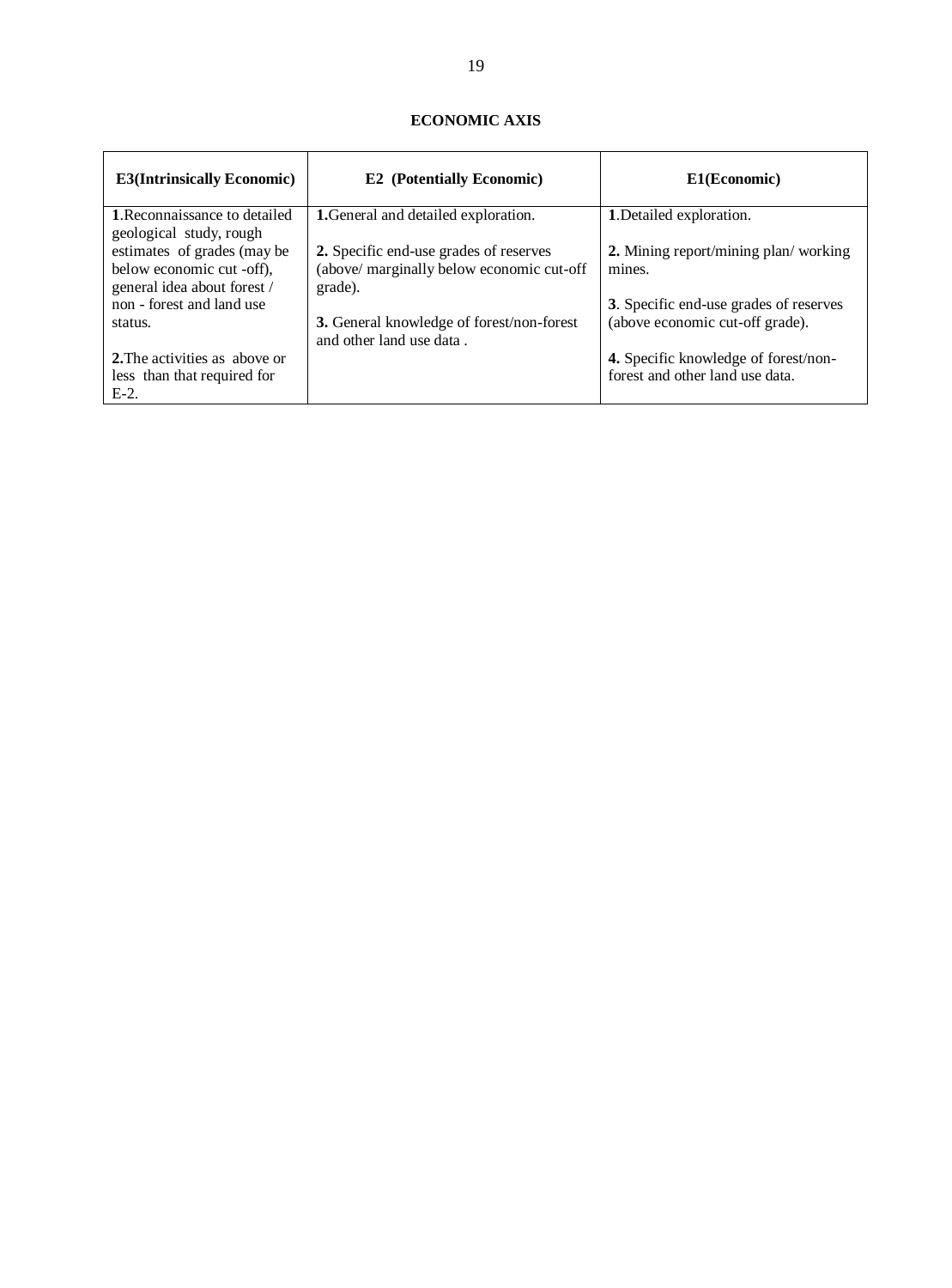**ECONOMIC AXIS**

| E3(Intrinsically Economic) | E2 (Potentially Economic) | E1(Economic) |
|---|---|---|
| **1**.Reconnaissance to detailed geological study, rough estimates of grades (may be below economic cut -off), general idea about forest / non - forest and land use status.<br><br>**2.**The activities as above or less than that required for E-2. | **1.**General and detailed exploration.<br><br>**2.** Specific end-use grades of reserves (above/ marginally below economic cut-off grade).<br><br>**3.** General knowledge of forest/non-forest and other land use data . | **1**.Detailed exploration.<br><br>**2.** Mining report/mining plan/ working mines.<br><br>**3**. Specific end-use grades of reserves (above economic cut-off grade).<br><br>**4.** Specific knowledge of forest/non-forest and other land use data. |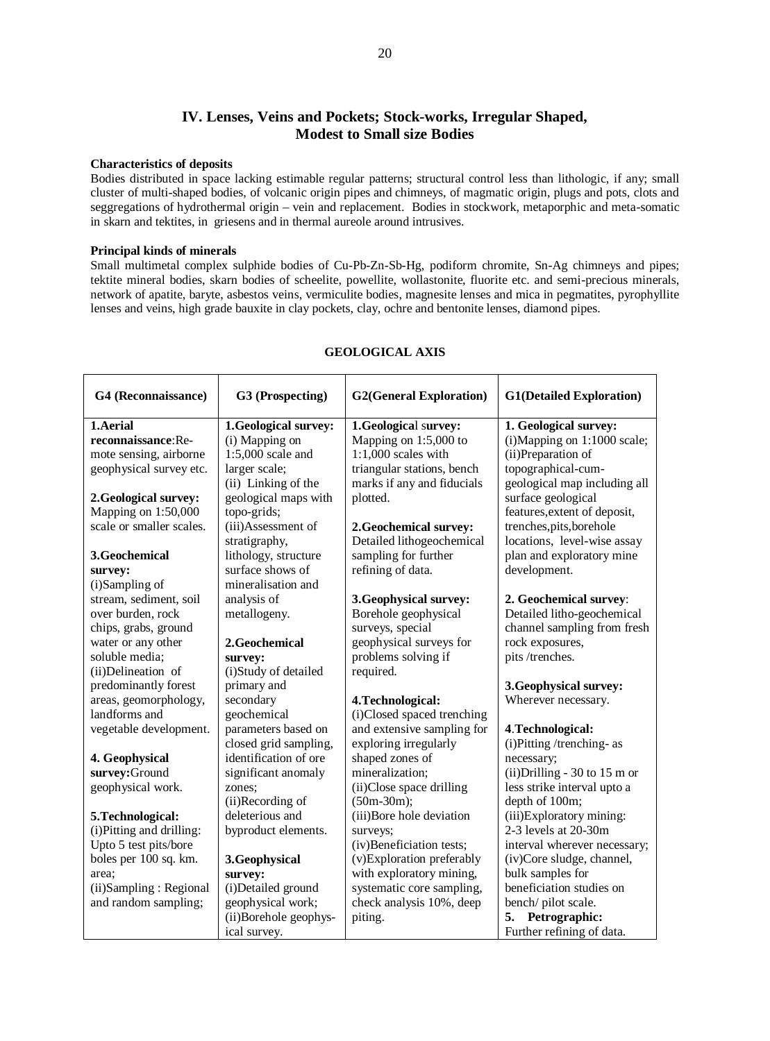## IV. Lenses, Veins and Pockets; Stock-works, Irregular Shaped, Modest to Small size Bodies

**Characteristics of deposits**

Bodies distributed in space lacking estimable regular patterns; structural control less than lithologic, if any; small cluster of multi-shaped bodies, of volcanic origin pipes and chimneys, of magmatic origin, plugs and pots, clots and seggregations of hydrothermal origin – vein and replacement. Bodies in stockwork, metaporphic and meta-somatic in skarn and tektites, in griesens and in thermal aureole around intrusives.

**Principal kinds of minerals**

Small multimetal complex sulphide bodies of Cu-Pb-Zn-Sb-Hg, podiform chromite, Sn-Ag chimneys and pipes; tektite mineral bodies, skarn bodies of scheelite, powellite, wollastonite, fluorite etc. and semi-precious minerals, network of apatite, baryte, asbestos veins, vermiculite bodies, magnesite lenses and mica in pegmatites, pyrophyllite lenses and veins, high grade bauxite in clay pockets, clay, ochre and bentonite lenses, diamond pipes.

**GEOLOGICAL AXIS**

| G4 (Reconnaissance) | G3 (Prospecting) | G2(General Exploration) | G1(Detailed Exploration) |
|---|---|---|---|
| **1.Aerial reconnaissance**:Re-mote sensing, airborne geophysical survey etc.<br><br>**2.Geological survey:** Mapping on 1:50,000 scale or smaller scales.<br><br>**3.Geochemical survey:**<br>(i)Sampling of stream, sediment, soil over burden, rock chips, grabs, ground water or any other soluble media;<br>(ii)Delineation of predominantly forest areas, geomorphology, landforms and vegetable development.<br><br>**4. Geophysical survey:**Ground geophysical work.<br><br>**5.Technological:**<br>(i)Pitting and drilling: Upto 5 test pits/bore boles per 100 sq. km. area;<br>(ii)Sampling : Regional and random sampling; | **1.Geological survey:**<br>(i) Mapping on 1:5,000 scale and larger scale;<br>(ii) Linking of the geological maps with topo-grids;<br>(iii)Assessment of stratigraphy, lithology, structure surface shows of mineralisation and analysis of metallogeny.<br><br>**2.Geochemical survey:**<br>(i)Study of detailed primary and secondary geochemical parameters based on closed grid sampling, identification of ore significant anomaly zones;<br>(ii)Recording of deleterious and byproduct elements.<br><br>**3.Geophysical survey:**<br>(i)Detailed ground geophysical work;<br>(ii)Borehole geophys-ical survey. | **1.Geological survey:** Mapping on 1:5,000 to 1:1,000 scales with triangular stations, bench marks if any and fiducials plotted.<br><br>**2.Geochemical survey:** Detailed lithogeochemical sampling for further refining of data.<br><br>**3.Geophysical survey:** Borehole geophysical surveys, special geophysical surveys for problems solving if required.<br><br>**4.Technological:**<br>(i)Closed spaced trenching and extensive sampling for exploring irregularly shaped zones of mineralization;<br>(ii)Close space drilling (50m-30m);<br>(iii)Bore hole deviation surveys;<br>(iv)Beneficiation tests;<br>(v)Exploration preferably with exploratory mining, systematic core sampling, check analysis 10%, deep piting. | **1. Geological survey:**<br>(i)Mapping on 1:1000 scale;<br>(ii)Preparation of topographical-cum-geological map including all surface geological features,extent of deposit, trenches,pits,borehole locations, level-wise assay plan and exploratory mine development.<br><br>**2. Geochemical survey**: Detailed litho-geochemical channel sampling from fresh rock exposures, pits /trenches.<br><br>**3.Geophysical survey:** Wherever necessary.<br><br>**4.Technological:**<br>(i)Pitting /trenching- as necessary;<br>(ii)Drilling - 30 to 15 m or less strike interval upto a depth of 100m;<br>(iii)Exploratory mining: 2-3 levels at 20-30m interval wherever necessary;<br>(iv)Core sludge, channel, bulk samples for beneficiation studies on bench/ pilot scale.<br>**5. Petrographic:** Further refining of data. |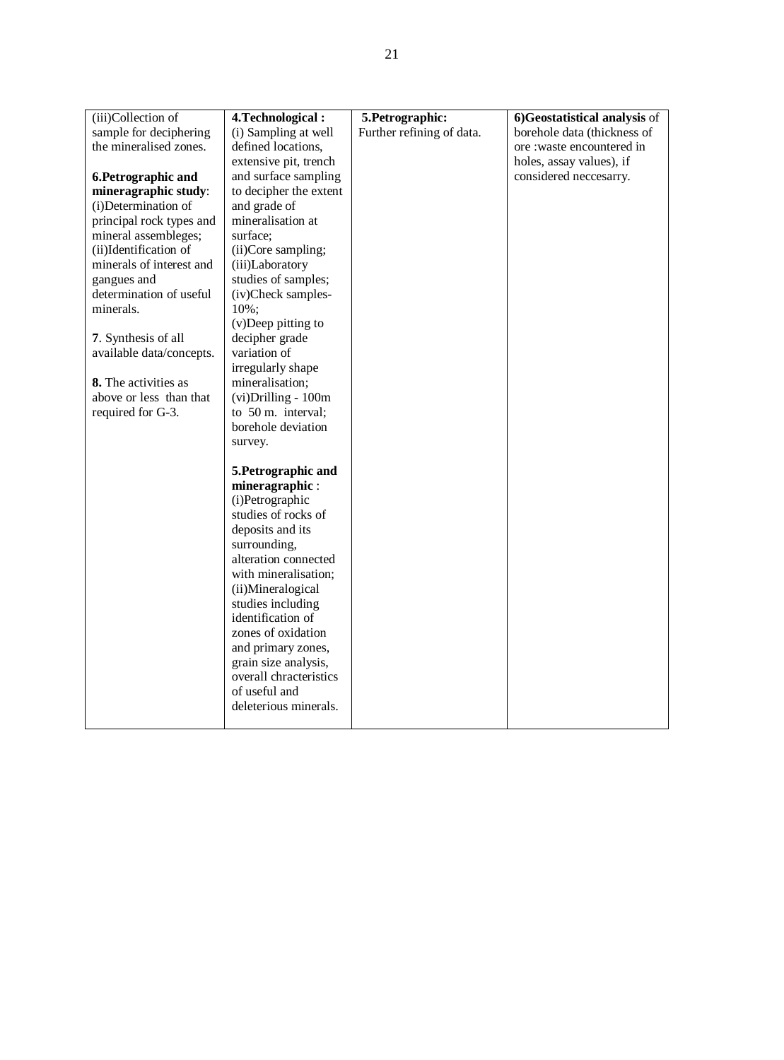| | | | |
|---|---|---|---|
| (iii)Collection of sample for deciphering the mineralised zones.<br><br>**6.Petrographic and mineragraphic study**:<br>(i)Determination of principal rock types and mineral assembleges;<br>(ii)Identification of minerals of interest and gangues and determination of useful minerals.<br><br>**7**. Synthesis of all available data/concepts.<br><br>**8.** The activities as above or less than that required for G-3. | **4.Technological :**<br>(i) Sampling at well defined locations, extensive pit, trench and surface sampling to decipher the extent and grade of mineralisation at surface;<br>(ii)Core sampling;<br>(iii)Laboratory studies of samples;<br>(iv)Check samples- 10%;<br>(v)Deep pitting to decipher grade variation of irregularly shape mineralisation;<br>(vi)Drilling - 100m to 50 m. interval; borehole deviation survey.<br><br>**5.Petrographic and mineragraphic** :<br>(i)Petrographic studies of rocks of deposits and its surrounding, alteration connected with mineralisation;<br>(ii)Mineralogical studies including identification of zones of oxidation and primary zones, grain size analysis, overall chracteristics of useful and deleterious minerals. | **5.Petrographic:**<br>Further refining of data. | **6)Geostatistical analysis** of borehole data (thickness of ore :waste encountered in holes, assay values), if considered neccesarry. |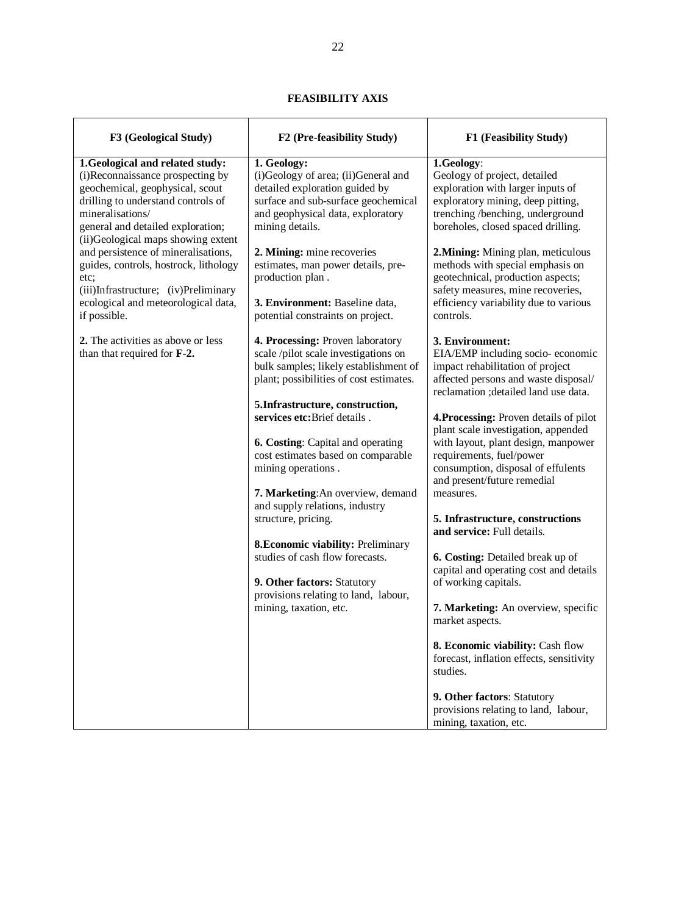# FEASIBILITY AXIS

| F3 (Geological Study) | F2 (Pre-feasibility Study) | F1 (Feasibility Study) |
|---|---|---|
| **1.Geological and related study:** (i)Reconnaissance prospecting by geochemical, geophysical, scout drilling to understand controls of mineralisations/ general and detailed exploration; (ii)Geological maps showing extent and persistence of mineralisations, guides, controls, hostrock, lithology etc; (iii)Infrastructure; (iv)Preliminary ecological and meteorological data, if possible.<br><br>**2.** The activities as above or less than that required for **F-2.** | **1. Geology:** (i)Geology of area; (ii)General and detailed exploration guided by surface and sub-surface geochemical and geophysical data, exploratory mining details.<br><br>**2. Mining:** mine recoveries estimates, man power details, pre-production plan .<br><br>**3. Environment:** Baseline data, potential constraints on project.<br><br>**4. Processing:** Proven laboratory scale /pilot scale investigations on bulk samples; likely establishment of plant; possibilities of cost estimates.<br><br>**5.Infrastructure, construction, services etc:**Brief details .<br><br>**6. Costing**: Capital and operating cost estimates based on comparable mining operations .<br><br>**7. Marketing**:An overview, demand and supply relations, industry structure, pricing.<br><br>**8.Economic viability:** Preliminary studies of cash flow forecasts.<br><br>**9. Other factors:** Statutory provisions relating to land, labour, mining, taxation, etc. | **1.Geology**: Geology of project, detailed exploration with larger inputs of exploratory mining, deep pitting, trenching /benching, underground boreholes, closed spaced drilling.<br><br>**2.Mining:** Mining plan, meticulous methods with special emphasis on geotechnical, production aspects; safety measures, mine recoveries, efficiency variability due to various controls.<br><br>**3. Environment:** EIA/EMP including socio- economic impact rehabilitation of project affected persons and waste disposal/ reclamation ;detailed land use data.<br><br>**4.Processing:** Proven details of pilot plant scale investigation, appended with layout, plant design, manpower requirements, fuel/power consumption, disposal of effulents and present/future remedial measures.<br><br>**5. Infrastructure, constructions and service:** Full details.<br><br>**6. Costing:** Detailed break up of capital and operating cost and details of working capitals.<br><br>**7. Marketing:** An overview, specific market aspects.<br><br>**8. Economic viability:** Cash flow forecast, inflation effects, sensitivity studies.<br><br>**9. Other factors**: Statutory provisions relating to land, labour, mining, taxation, etc. |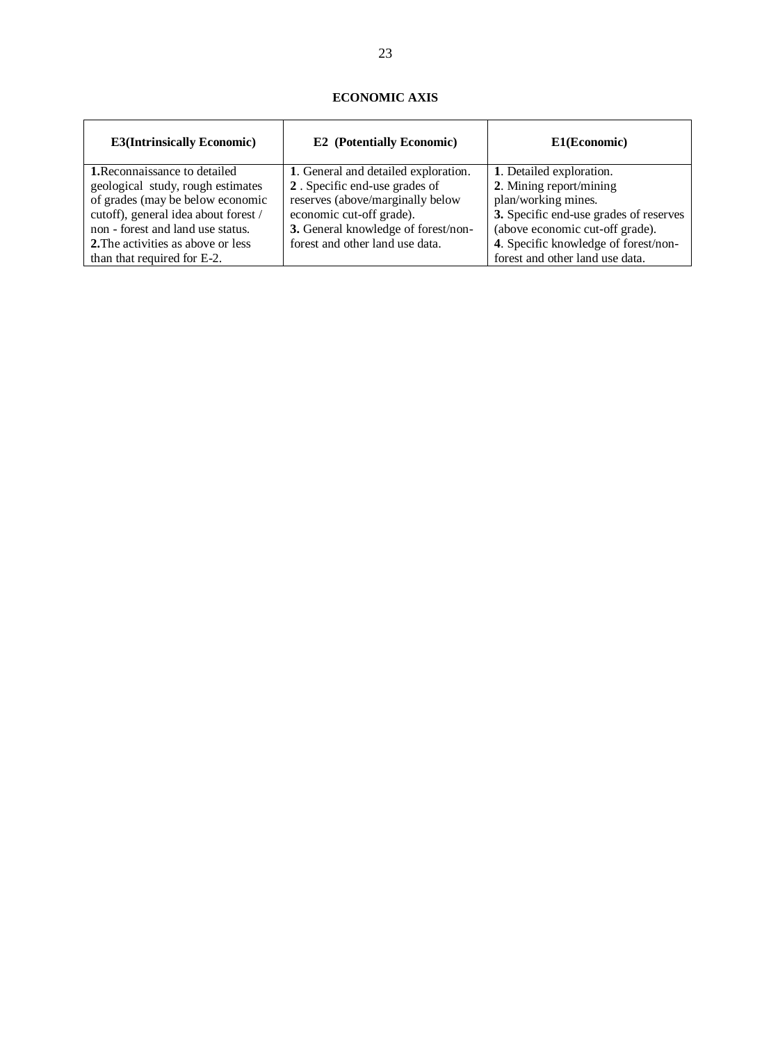## ECONOMIC AXIS

| E3(Intrinsically Economic) | E2 (Potentially Economic) | E1(Economic) |
|---|---|---|
| **1.**Reconnaissance to detailed geological study, rough estimates of grades (may be below economic cutoff), general idea about forest / non - forest and land use status.<br>**2.**The activities as above or less than that required for E-2. | **1**. General and detailed exploration.<br>**2** . Specific end-use grades of reserves (above/marginally below economic cut-off grade).<br>**3.** General knowledge of forest/non-forest and other land use data. | **1**. Detailed exploration.<br>**2**. Mining report/mining plan/working mines.<br>**3.** Specific end-use grades of reserves (above economic cut-off grade).<br>**4**. Specific knowledge of forest/non-forest and other land use data. |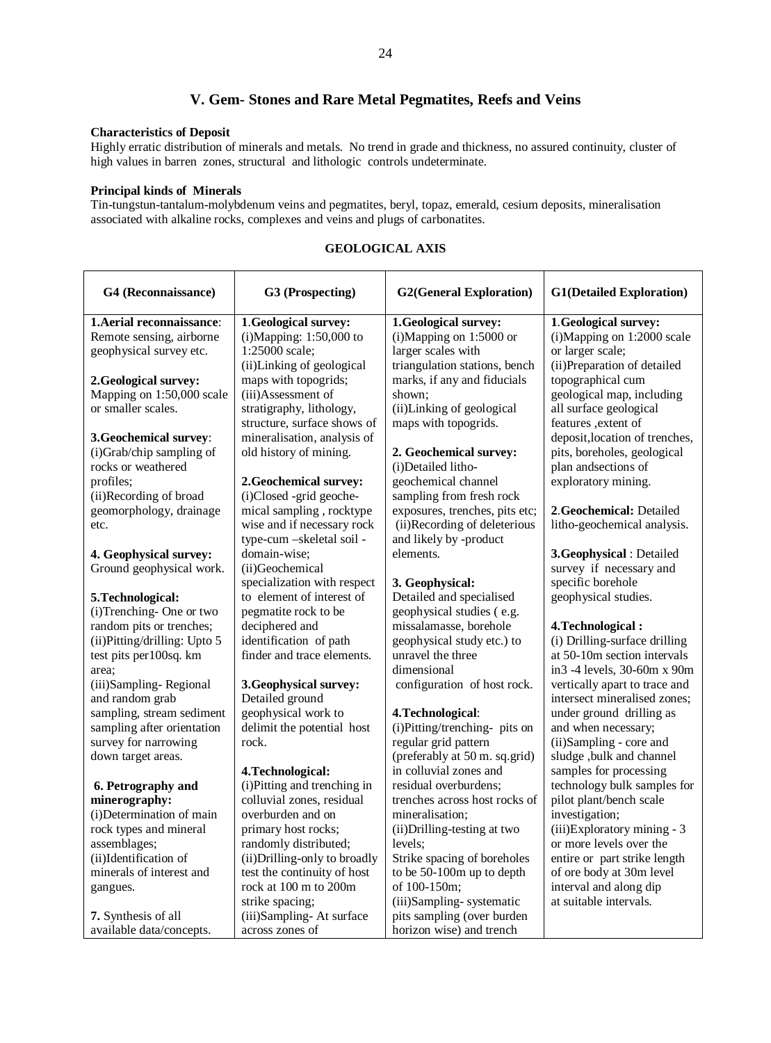## V. Gem- Stones and Rare Metal Pegmatites, Reefs and Veins

**Characteristics of Deposit**

Highly erratic distribution of minerals and metals. No trend in grade and thickness, no assured continuity, cluster of high values in barren zones, structural and lithologic controls undeterminate.

**Principal kinds of Minerals**

Tin-tungstun-tantalum-molybdenum veins and pegmatites, beryl, topaz, emerald, cesium deposits, mineralisation associated with alkaline rocks, complexes and veins and plugs of carbonatites.

**GEOLOGICAL AXIS**

| G4 (Reconnaissance) | G3 (Prospecting) | G2(General Exploration) | G1(Detailed Exploration) |
|---|---|---|---|
| **1.Aerial reconnaissance**: Remote sensing, airborne geophysical survey etc.<br><br>**2.Geological survey:** Mapping on 1:50,000 scale or smaller scales.<br><br>**3.Geochemical survey**: (i)Grab/chip sampling of rocks or weathered profiles; (ii)Recording of broad geomorphology, drainage etc.<br><br>**4. Geophysical survey:** Ground geophysical work.<br><br>**5.Technological:** (i)Trenching- One or two random pits or trenches; (ii)Pitting/drilling: Upto 5 test pits per100sq. km area; (iii)Sampling- Regional and random grab sampling, stream sediment sampling after orientation survey for narrowing down target areas.<br><br>**6. Petrography and minerography:** (i)Determination of main rock types and mineral assemblages; (ii)Identification of minerals of interest and gangues.<br><br>**7.** Synthesis of all available data/concepts. | **1.Geological survey:** (i)Mapping: 1:50,000 to 1:25000 scale; (ii)Linking of geological maps with topogrids; (iii)Assessment of stratigraphy, lithology, structure, surface shows of mineralisation, analysis of old history of mining.<br><br>**2.Geochemical survey:** (i)Closed -grid geochemical sampling , rocktype wise and if necessary rock type-cum –skeletal soil -domain-wise; (ii)Geochemical specialization with respect to element of interest of pegmatite rock to be deciphered and identification of path finder and trace elements.<br><br>**3.Geophysical survey:** Detailed ground geophysical work to delimit the potential host rock.<br><br>**4.Technological:** (i)Pitting and trenching in colluvial zones, residual overburden and on primary host rocks; randomly distributed; (ii)Drilling-only to broadly test the continuity of host rock at 100 m to 200m strike spacing; (iii)Sampling- At surface across zones of | **1.Geological survey:** (i)Mapping on 1:5000 or larger scales with triangulation stations, bench marks, if any and fiducials shown; (ii)Linking of geological maps with topogrids.<br><br>**2. Geochemical survey:** (i)Detailed litho-geochemical channel sampling from fresh rock exposures, trenches, pits etc; (ii)Recording of deleterious and likely by -product elements.<br><br>**3. Geophysical:** Detailed and specialised geophysical studies ( e.g. missalamasse, borehole geophysical study etc.) to unravel the three dimensional configuration of host rock.<br><br>**4.Technological**: (i)Pitting/trenching- pits on regular grid pattern (preferably at 50 m. sq.grid) in colluvial zones and residual overburdens; trenches across host rocks of mineralisation; (ii)Drilling-testing at two levels; Strike spacing of boreholes to be 50-100m up to depth of 100-150m; (iii)Sampling- systematic pits sampling (over burden horizon wise) and trench | **1.Geological survey:** (i)Mapping on 1:2000 scale or larger scale; (ii)Preparation of detailed topographical cum geological map, including all surface geological features ,extent of deposit,location of trenches, pits, boreholes, geological plan andsections of exploratory mining.<br><br>**2.Geochemical:** Detailed litho-geochemical analysis.<br><br>**3.Geophysical** : Detailed survey if necessary and specific borehole geophysical studies.<br><br>**4.Technological :** (i) Drilling-surface drilling at 50-10m section intervals in3 -4 levels, 30-60m x 90m vertically apart to trace and intersect mineralised zones; under ground drilling as and when necessary; (ii)Sampling - core and sludge ,bulk and channel samples for processing technology bulk samples for pilot plant/bench scale investigation; (iii)Exploratory mining - 3 or more levels over the entire or part strike length of ore body at 30m level interval and along dip at suitable intervals. |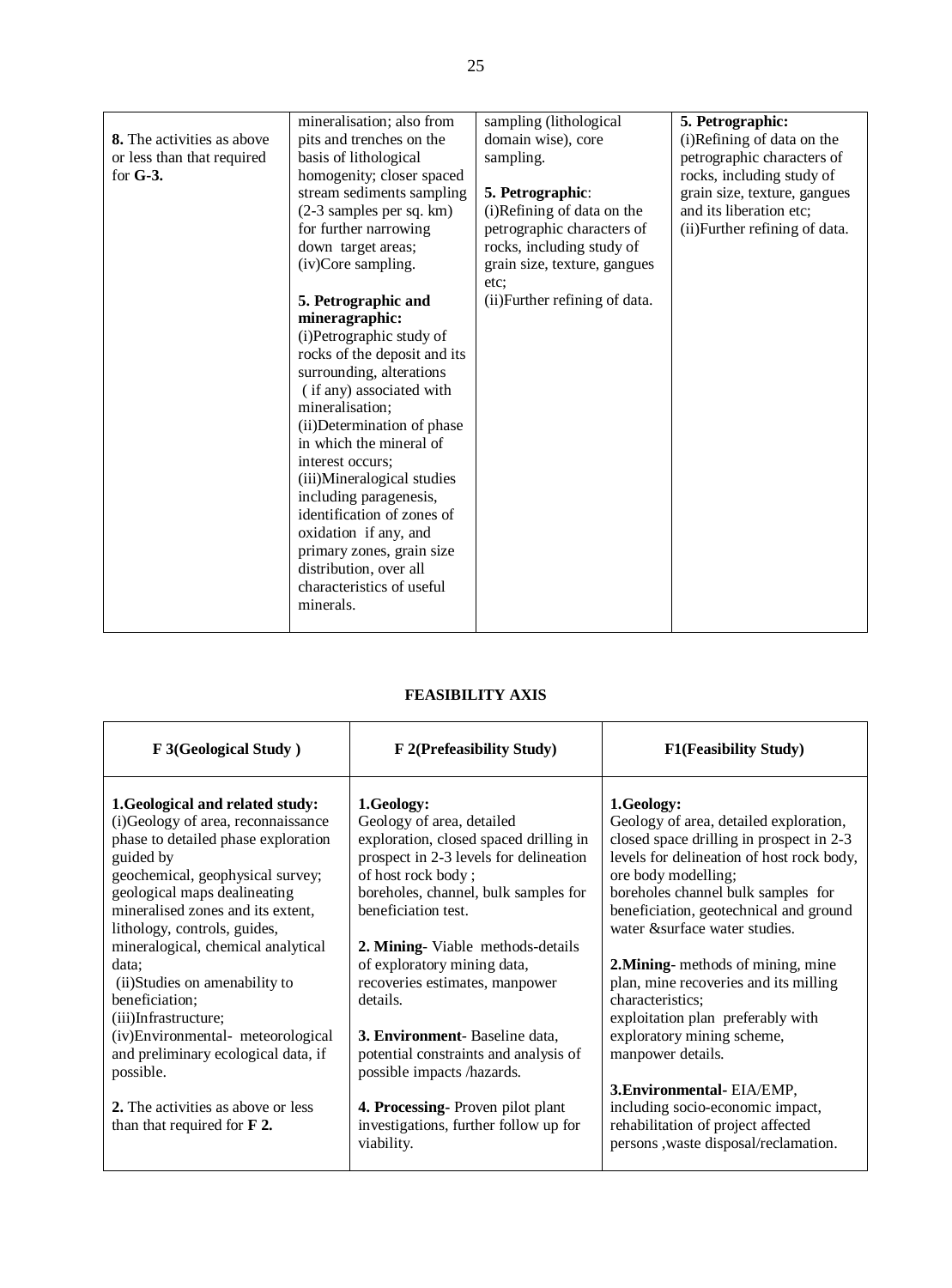| 8. The activities as above or less than that required for G-3. | mineralisation; also from pits and trenches on the basis of lithological homogenity; closer spaced stream sediments sampling (2-3 samples per sq. km) for further narrowing down target areas;<br>(iv)Core sampling.<br><br>**5. Petrographic and mineragraphic:**<br>(i)Petrographic study of rocks of the deposit and its surrounding, alterations ( if any) associated with mineralisation;<br>(ii)Determination of phase in which the mineral of interest occurs;<br>(iii)Mineralogical studies including paragenesis, identification of zones of oxidation if any, and primary zones, grain size distribution, over all characteristics of useful minerals. | sampling (lithological domain wise), core sampling.<br><br>**5. Petrographic**:<br>(i)Refining of data on the petrographic characters of rocks, including study of grain size, texture, gangues etc;<br>(ii)Further refining of data. | **5. Petrographic:**<br>(i)Refining of data on the petrographic characters of rocks, including study of grain size, texture, gangues and its liberation etc;<br>(ii)Further refining of data. |
|---|---|---|---|

**FEASIBILITY AXIS**

| F 3(Geological Study ) | F 2(Prefeasibility Study) | F1(Feasibility Study) |
|---|---|---|
| **1.Geological and related study:**<br>(i)Geology of area, reconnaissance phase to detailed phase exploration guided by geochemical, geophysical survey; geological maps dealineating mineralised zones and its extent, lithology, controls, guides, mineralogical, chemical analytical data;<br>(ii)Studies on amenability to beneficiation;<br>(iii)Infrastructure;<br>(iv)Environmental- meteorological and preliminary ecological data, if possible.<br><br>**2.** The activities as above or less than that required for **F 2.** | **1.Geology:**<br>Geology of area, detailed exploration, closed spaced drilling in prospect in 2-3 levels for delineation of host rock body ;<br>boreholes, channel, bulk samples for beneficiation test.<br><br>**2. Mining**- Viable methods-details of exploratory mining data, recoveries estimates, manpower details.<br><br>**3. Environment**- Baseline data, potential constraints and analysis of possible impacts /hazards.<br><br>**4. Processing-** Proven pilot plant investigations, further follow up for viability. | **1.Geology:**<br>Geology of area, detailed exploration, closed space drilling in prospect in 2-3 levels for delineation of host rock body, ore body modelling;<br>boreholes channel bulk samples for beneficiation, geotechnical and ground water &surface water studies.<br><br>**2.Mining**- methods of mining, mine plan, mine recoveries and its milling characteristics;<br>exploitation plan preferably with exploratory mining scheme, manpower details.<br><br>**3.Environmental-** EIA/EMP, including socio-economic impact, rehabilitation of project affected persons ,waste disposal/reclamation. |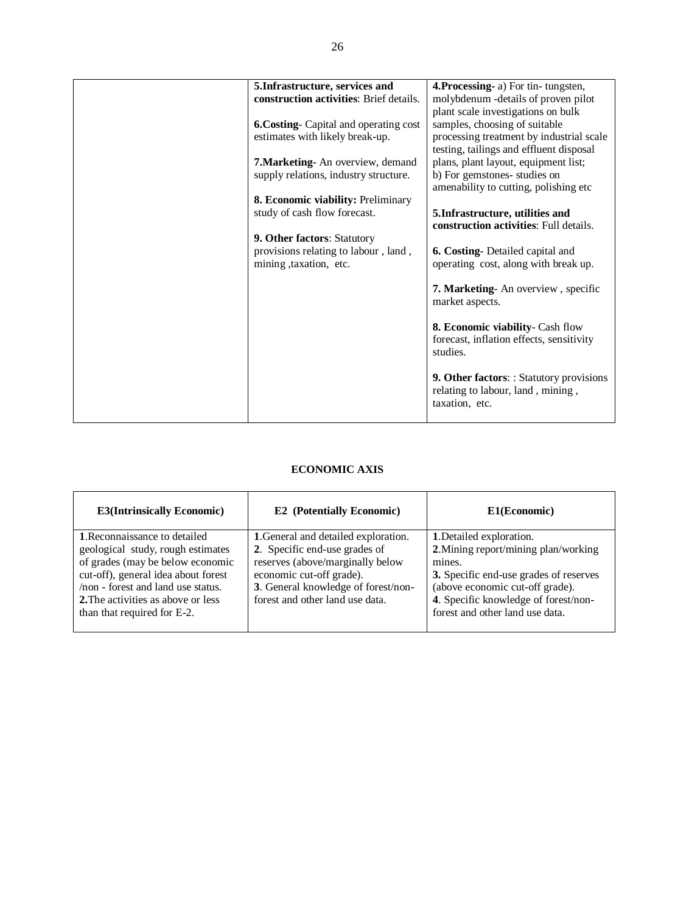|  | **5.Infrastructure, services and construction activities**: Brief details.<br><br>**6.Costing**- Capital and operating cost estimates with likely break-up.<br><br>**7.Marketing**- An overview, demand supply relations, industry structure.<br><br>**8. Economic viability:** Preliminary study of cash flow forecast.<br><br>**9. Other factors**: Statutory provisions relating to labour , land , mining ,taxation, etc. | **4.Processing**- a) For tin- tungsten, molybdenum -details of proven pilot plant scale investigations on bulk samples, choosing of suitable processing treatment by industrial scale testing, tailings and effluent disposal plans, plant layout, equipment list;<br>b) For gemstones- studies on amenability to cutting, polishing etc<br><br>**5.Infrastructure, utilities and construction activities**: Full details.<br><br>**6. Costing**- Detailed capital and operating cost, along with break up.<br><br>**7. Marketing**- An overview , specific market aspects.<br><br>**8. Economic viability**- Cash flow forecast, inflation effects, sensitivity studies.<br><br>**9. Other factors**: : Statutory provisions relating to labour, land , mining , taxation, etc. |
|---|---|---|

**ECONOMIC AXIS**

| E3(Intrinsically Economic) | E2 (Potentially Economic) | E1(Economic) |
|---|---|---|
| **1**.Reconnaissance to detailed geological study, rough estimates of grades (may be below economic cut-off), general idea about forest /non - forest and land use status.<br>**2.**The activities as above or less than that required for E-2. | **1**.General and detailed exploration.<br>**2**. Specific end-use grades of reserves (above/marginally below economic cut-off grade).<br>**3**. General knowledge of forest/non-forest and other land use data. | **1**.Detailed exploration.<br>**2**.Mining report/mining plan/working mines.<br>**3.** Specific end-use grades of reserves (above economic cut-off grade).<br>**4**. Specific knowledge of forest/non-forest and other land use data. |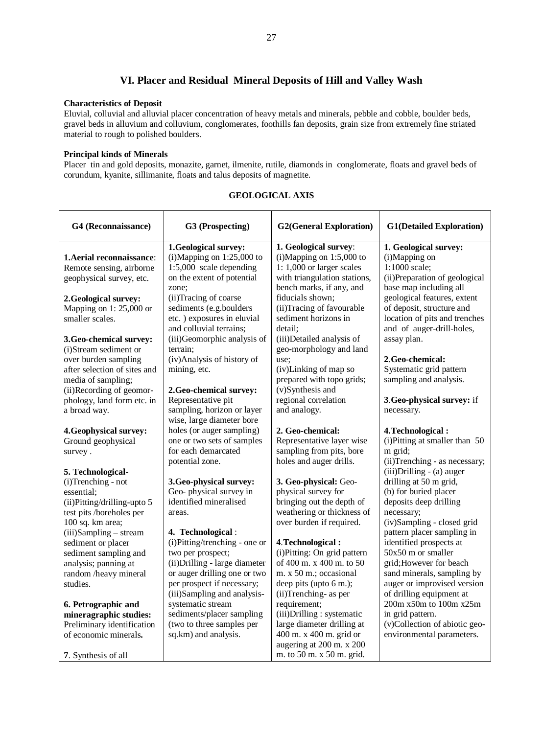## VI. Placer and Residual Mineral Deposits of Hill and Valley Wash

**Characteristics of Deposit**

Eluvial, colluvial and alluvial placer concentration of heavy metals and minerals, pebble and cobble, boulder beds, gravel beds in alluvium and colluvium, conglomerates, foothills fan deposits, grain size from extremely fine striated material to rough to polished boulders.

**Principal kinds of Minerals**

Placer tin and gold deposits, monazite, garnet, ilmenite, rutile, diamonds in conglomerate, floats and gravel beds of corundum, kyanite, sillimanite, floats and talus deposits of magnetite.

**GEOLOGICAL AXIS**

| G4 (Reconnaissance) | G3 (Prospecting) | G2(General Exploration) | G1(Detailed Exploration) |
|---|---|---|---|
| **1.Aerial reconnaissance**: Remote sensing, airborne geophysical survey, etc.<br><br>**2.Geological survey:** Mapping on 1: 25,000 or smaller scales.<br><br>**3.Geo-chemical survey:** (i)Stream sediment or over burden sampling after selection of sites and media of sampling; (ii)Recording of geomorphology, land form etc. in a broad way.<br><br>**4.Geophysical survey:** Ground geophysical survey .<br><br>**5. Technological**- (i)Trenching - not essential; (ii)Pitting/drilling-upto 5 test pits /boreholes per 100 sq. km area; (iii)Sampling – stream sediment or placer sediment sampling and analysis; panning at random /heavy mineral studies.<br><br>**6. Petrographic and mineragraphic studies:** Preliminary identification of economic minerals**.**<br><br>**7**. Synthesis of all | **1.Geological survey:** (i)Mapping on 1:25,000 to 1:5,000 scale depending on the extent of potential zone; (ii)Tracing of coarse sediments (e.g.boulders etc. ) exposures in eluvial and colluvial terrains; (iii)Geomorphic analysis of terrain; (iv)Analysis of history of mining, etc.<br><br>**2.Geo-chemical survey:** Representative pit sampling, horizon or layer wise, large diameter bore holes (or auger sampling) one or two sets of samples for each demarcated potential zone.<br><br>**3.Geo-physical survey:** Geo- physical survey in identified mineralised areas.<br><br>**4. Technological** : (i)Pitting/trenching - one or two per prospect; (ii)Drilling - large diameter or auger drilling one or two per prospect if necessary; (iii)Sampling and analysis-systematic stream sediments/placer sampling (two to three samples per sq.km) and analysis. | **1. Geological survey**: (i)Mapping on 1:5,000 to 1: 1,000 or larger scales with triangulation stations, bench marks, if any, and fiducials shown; (ii)Tracing of favourable sediment horizons in detail; (iii)Detailed analysis of geo-morphology and land use; (iv)Linking of map so prepared with topo grids; (v)Synthesis and regional correlation and analogy.<br><br>**2. Geo-chemical:** Representative layer wise sampling from pits, bore holes and auger drills.<br><br>**3. Geo-physical:** Geo-physical survey for bringing out the depth of weathering or thickness of over burden if required.<br><br>**4**.**Technological :** (i)Pitting: On grid pattern of 400 m. x 400 m. to 50 m. x 50 m.; occasional deep pits (upto 6 m.); (ii)Trenching- as per requirement; (iii)Drilling : systematic large diameter drilling at 400 m. x 400 m. grid or augering at 200 m. x 200 m. to 50 m. x 50 m. grid. | **1. Geological survey:** (i)Mapping on 1:1000 scale; (ii)Preparation of geological base map including all geological features, extent of deposit, structure and location of pits and trenches and of auger-drill-holes, assay plan.<br><br>**2**.**Geo-chemical:** Systematic grid pattern sampling and analysis.<br><br>**3**.**Geo-physical survey:** if necessary.<br><br>**4.Technological :** (i)Pitting at smaller than 50 m grid; (ii)Trenching - as necessary; (iii)Drilling - (a) auger drilling at 50 m grid, (b) for buried placer deposits deep drilling necessary; (iv)Sampling - closed grid pattern placer sampling in identified prospects at 50x50 m or smaller grid;However for beach sand minerals, sampling by auger or improvised version of drilling equipment at 200m x50m to 100m x25m in grid pattern. (v)Collection of abiotic geo-environmental parameters. |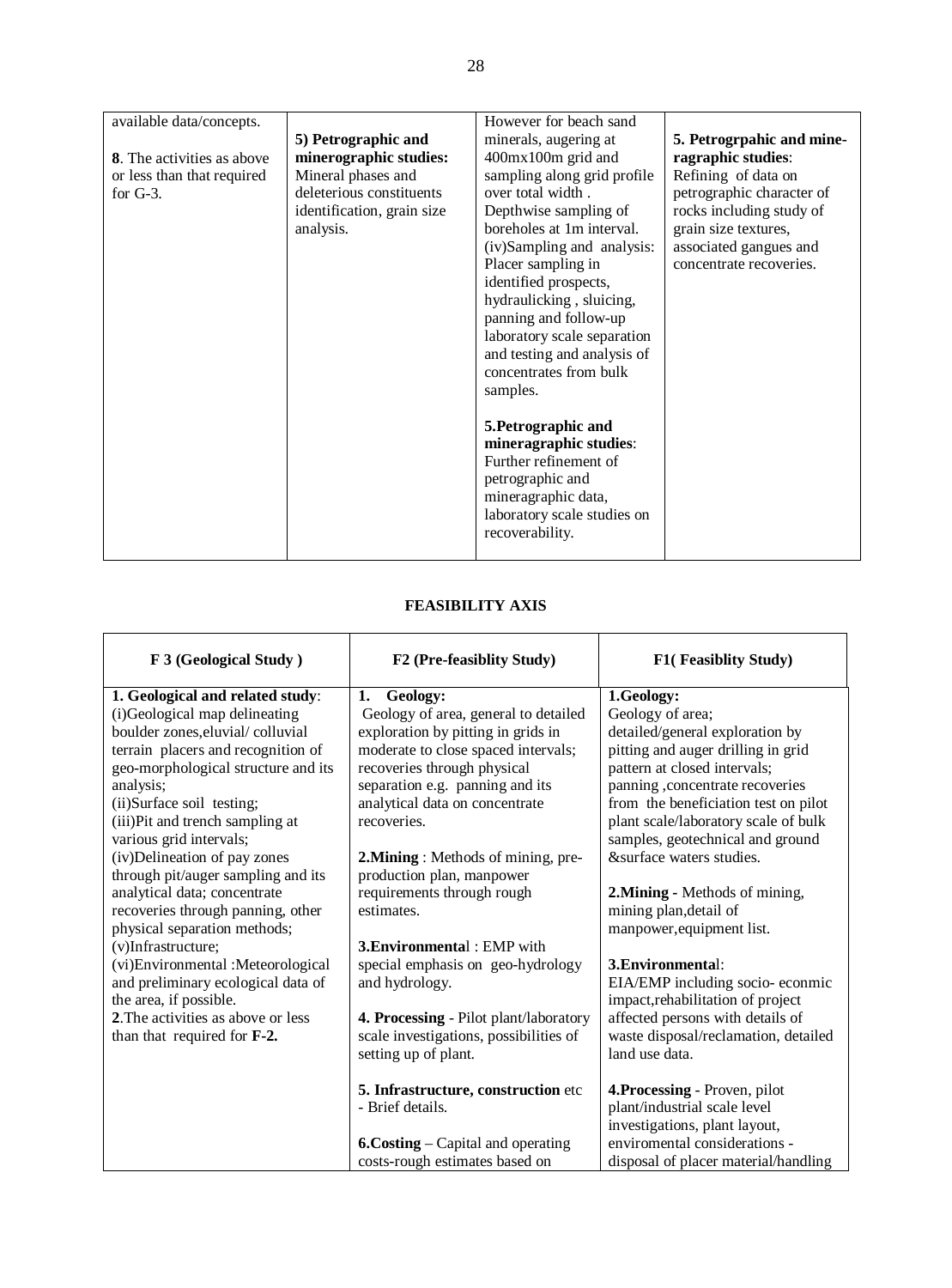| | | | |
|---|---|---|---|
| available data/concepts.<br><br>**8**. The activities as above or less than that required for G-3. | **5) Petrographic and minerographic studies:** Mineral phases and deleterious constituents identification, grain size analysis. | However for beach sand minerals, augering at 400mx100m grid and sampling along grid profile over total width . Depthwise sampling of boreholes at 1m interval.<br>(iv)Sampling and analysis: Placer sampling in identified prospects, hydraulicking , sluicing, panning and follow-up laboratory scale separation and testing and analysis of concentrates from bulk samples.<br><br>**5.Petrographic and mineragraphic studies**: Further refinement of petrographic and mineragraphic data, laboratory scale studies on recoverability. | **5. Petrogrpahic and mineragraphic studies**: Refining of data on petrographic character of rocks including study of grain size textures, associated gangues and concentrate recoveries. |

**FEASIBILITY AXIS**

| F 3 (Geological Study ) | F2 (Pre-feasiblity Study) | F1( Feasiblity Study) |
|---|---|---|
| **1. Geological and related study**:<br>(i)Geological map delineating boulder zones,eluvial/ colluvial terrain placers and recognition of geo-morphological structure and its analysis;<br>(ii)Surface soil testing;<br>(iii)Pit and trench sampling at various grid intervals;<br>(iv)Delineation of pay zones through pit/auger sampling and its analytical data; concentrate recoveries through panning, other physical separation methods;<br>(v)Infrastructure;<br>(vi)Environmental :Meteorological and preliminary ecological data of the area, if possible.<br>**2**.The activities as above or less than that required for **F-2.** | **1. Geology:**<br>Geology of area, general to detailed exploration by pitting in grids in moderate to close spaced intervals; recoveries through physical separation e.g. panning and its analytical data on concentrate recoveries.<br><br>**2.Mining** : Methods of mining, pre-production plan, manpower requirements through rough estimates.<br><br>**3.Environmenta**l : EMP with special emphasis on geo-hydrology and hydrology.<br><br>**4. Processing** - Pilot plant/laboratory scale investigations, possibilities of setting up of plant.<br><br>**5. Infrastructure, construction** etc - Brief details.<br><br>**6.Costing** – Capital and operating costs-rough estimates based on | **1.Geology:**<br>Geology of area;<br>detailed/general exploration by pitting and auger drilling in grid pattern at closed intervals;<br>panning ,concentrate recoveries from the beneficiation test on pilot plant scale/laboratory scale of bulk samples, geotechnical and ground &surface waters studies.<br><br>**2.Mining** - Methods of mining, mining plan,detail of manpower,equipment list.<br><br>**3.Environmenta**l:<br>EIA/EMP including socio- econmic impact,rehabilitation of project affected persons with details of waste disposal/reclamation, detailed land use data.<br><br>**4.Processing** - Proven, pilot plant/industrial scale level investigations, plant layout, enviromental considerations - disposal of placer material/handling |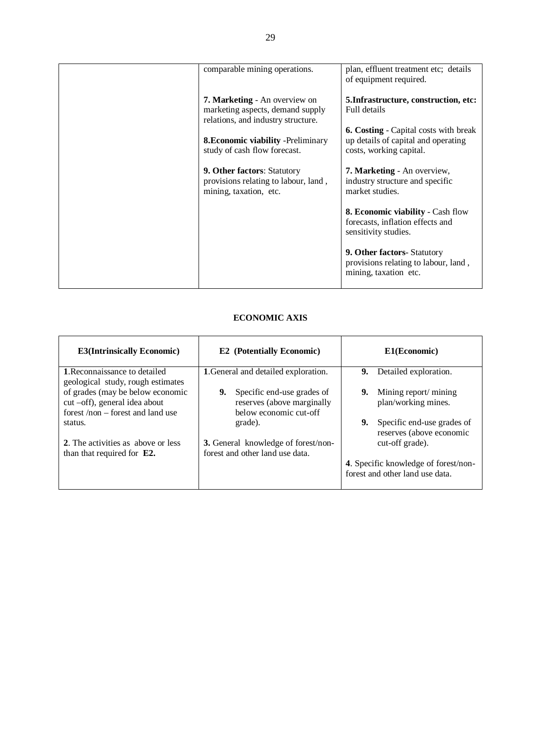| | comparable mining operations.<br><br>**7. Marketing** - An overview on marketing aspects, demand supply relations, and industry structure.<br><br>**8.Economic viability** -Preliminary study of cash flow forecast.<br><br>**9. Other factors**: Statutory provisions relating to labour, land , mining, taxation, etc. | plan, effluent treatment etc; details of equipment required.<br><br>**5.Infrastructure, construction, etc:** Full details<br><br>**6. Costing** - Capital costs with break up details of capital and operating costs, working capital.<br><br>**7. Marketing** - An overview, industry structure and specific market studies.<br><br>**8. Economic viability** - Cash flow forecasts, inflation effects and sensitivity studies.<br><br>**9. Other factors**- Statutory provisions relating to labour, land , mining, taxation etc. |
|---|---|---|

**ECONOMIC AXIS**

| **E3(Intrinsically Economic)** | **E2 (Potentially Economic)** | **E1(Economic)** |
|---|---|---|
| **1**.Reconnaissance to detailed geological study, rough estimates of grades (may be below economic cut –off), general idea about forest /non – forest and land use status.<br><br>**2**. The activities as above or less than that required for **E2.** | **1**.General and detailed exploration.<br><br>**9.** Specific end-use grades of reserves (above marginally below economic cut-off grade).<br><br>**3.** General knowledge of forest/non-forest and other land use data. | **9.** Detailed exploration.<br><br>**9.** Mining report/ mining plan/working mines.<br><br>**9.** Specific end-use grades of reserves (above economic cut-off grade).<br><br>**4**. Specific knowledge of forest/non-forest and other land use data. |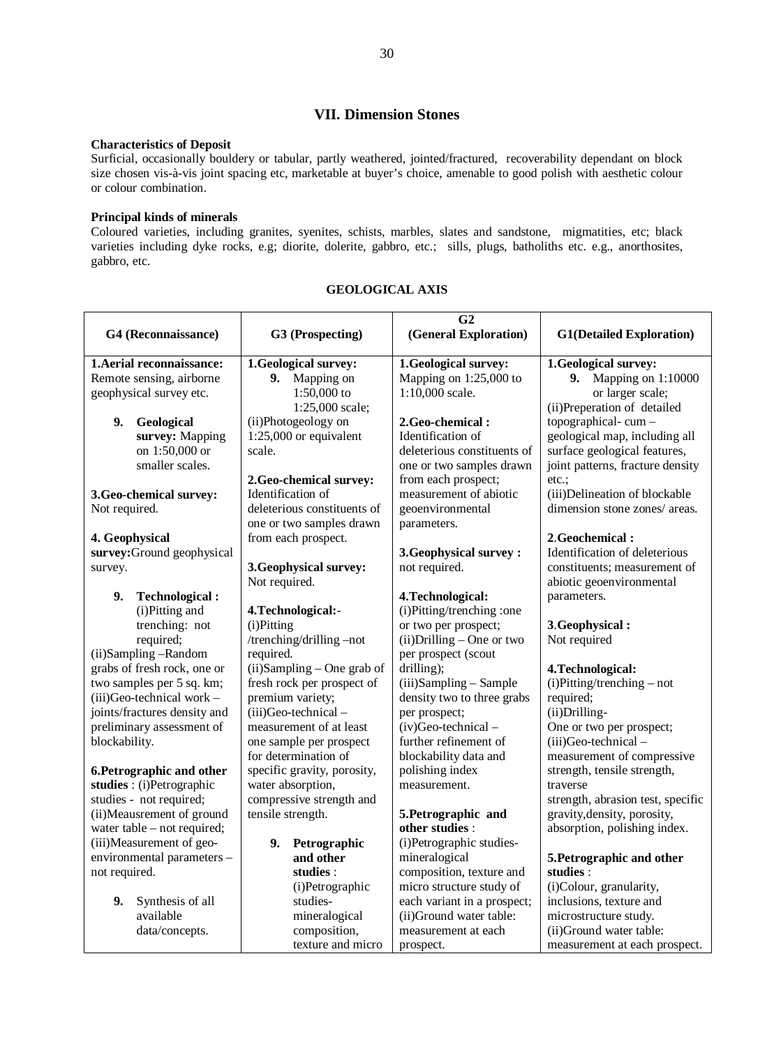## VII. Dimension Stones

**Characteristics of Deposit**

Surficial, occasionally bouldery or tabular, partly weathered, jointed/fractured, recoverability dependant on block size chosen vis-à-vis joint spacing etc, marketable at buyer's choice, amenable to good polish with aesthetic colour or colour combination.

**Principal kinds of minerals**

Coloured varieties, including granites, syenites, schists, marbles, slates and sandstone, migmatities, etc; black varieties including dyke rocks, e.g; diorite, dolerite, gabbro, etc.; sills, plugs, batholiths etc. e.g., anorthosites, gabbro, etc.

**GEOLOGICAL AXIS**

| G4 (Reconnaissance) | G3 (Prospecting) | G2 (General Exploration) | G1(Detailed Exploration) |
|---|---|---|---|
| **1.Aerial reconnaissance:** Remote sensing, airborne geophysical survey etc.<br><br>**9. Geological survey:** Mapping on 1:50,000 or smaller scales.<br><br>**3.Geo-chemical survey:** Not required.<br><br>**4. Geophysical survey:** Ground geophysical survey.<br><br>**9. Technological :** (i)Pitting and trenching: not required;<br>(ii)Sampling –Random grabs of fresh rock, one or two samples per 5 sq. km;<br>(iii)Geo-technical work – joints/fractures density and preliminary assessment of blockability.<br><br>**6.Petrographic and other studies** : (i)Petrographic studies - not required;<br>(ii)Meausrement of ground water table – not required;<br>(iii)Measurement of geo-environmental parameters – not required.<br><br>**9.** Synthesis of all available data/concepts. | **1.Geological survey:**<br>**9.** Mapping on 1:50,000 to 1:25,000 scale;<br>(ii)Photogeology on 1:25,000 or equivalent scale.<br><br>**2.Geo-chemical survey:** Identification of deleterious constituents of one or two samples drawn from each prospect.<br><br>**3.Geophysical survey:** Not required.<br><br>**4.Technological:-**<br>(i)Pitting /trenching/drilling –not required.<br>(ii)Sampling – One grab of fresh rock per prospect of premium variety;<br>(iii)Geo-technical – measurement of at least one sample per prospect for determination of specific gravity, porosity, water absorption, compressive strength and tensile strength.<br><br>**9. Petrographic and other studies** : (i)Petrographic studies- mineralogical composition, texture and micro | **1.Geological survey:** Mapping on 1:25,000 to 1:10,000 scale.<br><br>**2.Geo-chemical :** Identification of deleterious constituents of one or two samples drawn from each prospect; measurement of abiotic geoenvironmental parameters.<br><br>**3.Geophysical survey :** not required.<br><br>**4.Technological:**<br>(i)Pitting/trenching :one or two per prospect;<br>(ii)Drilling – One or two per prospect (scout drilling);<br>(iii)Sampling – Sample density two to three grabs per prospect;<br>(iv)Geo-technical – further refinement of blockability data and polishing index measurement.<br><br>**5.Petrographic and other studies** :<br>(i)Petrographic studies- mineralogical composition, texture and micro structure study of each variant in a prospect;<br>(ii)Ground water table: measurement at each prospect. | **1.Geological survey:**<br>**9.** Mapping on 1:10000 or larger scale;<br>(ii)Preperation of detailed topographical- cum – geological map, including all surface geological features, joint patterns, fracture density etc.;<br>(iii)Delineation of blockable dimension stone zones/ areas.<br><br>**2.Geochemical :** Identification of deleterious constituents; measurement of abiotic geoenvironmental parameters.<br><br>**3.Geophysical :** Not required<br><br>**4.Technological:**<br>(i)Pitting/trenching – not required;<br>(ii)Drilling- One or two per prospect;<br>(iii)Geo-technical – measurement of compressive strength, tensile strength, traverse strength, abrasion test, specific gravity,density, porosity, absorption, polishing index.<br><br>**5.Petrographic and other studies** :<br>(i)Colour, granularity, inclusions, texture and microstructure study.<br>(ii)Ground water table: measurement at each prospect. |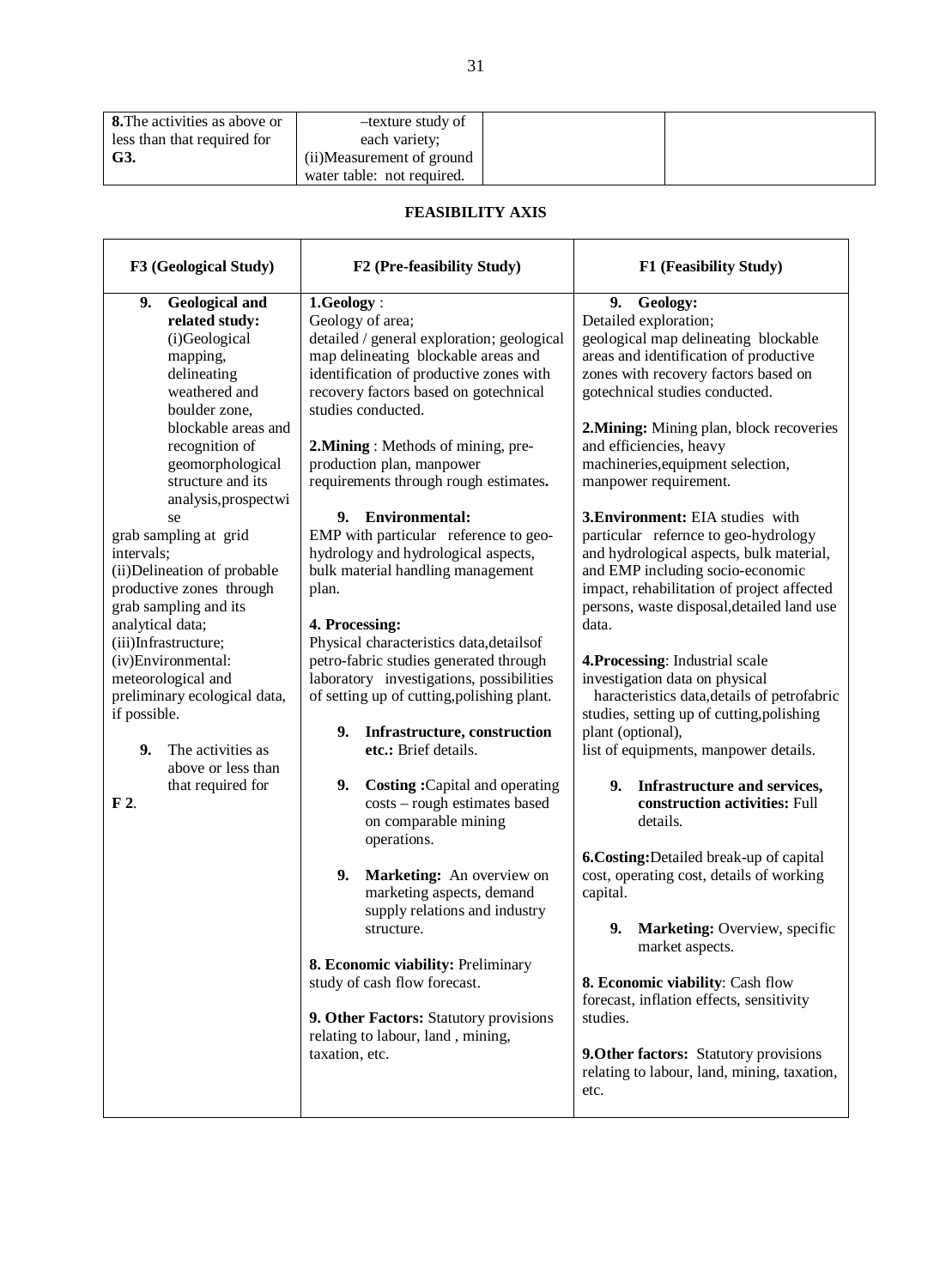| **8.** The activities as above or less than that required for **G3.** | –texture study of each variety; (ii)Measurement of ground water table: not required. | | |
|---|---|---|---|

**FEASIBILITY AXIS**

| F3 (Geological Study) | F2 (Pre-feasibility Study) | F1 (Feasibility Study) |
|---|---|---|
| **9. Geological and related study:** (i)Geological mapping, delineating weathered and boulder zone, blockable areas and recognition of geomorphological structure and its analysis,prospectwise grab sampling at grid intervals;<br>(ii)Delineation of probable productive zones through grab sampling and its analytical data;<br>(iii)Infrastructure;<br>(iv)Environmental: meteorological and preliminary ecological data, if possible.<br><br>**9.** The activities as above or less than that required for **F 2**. | **1.Geology** :<br>Geology of area;<br>detailed / general exploration; geological map delineating blockable areas and identification of productive zones with recovery factors based on gotechnical studies conducted.<br><br>**2.Mining** : Methods of mining, pre-production plan, manpower requirements through rough estimates**.**<br><br>**9. Environmental:**<br>EMP with particular reference to geo-hydrology and hydrological aspects, bulk material handling management plan.<br><br>**4. Processing:**<br>Physical characteristics data,detailsof petro-fabric studies generated through laboratory investigations, possibilities of setting up of cutting,polishing plant.<br><br>**9. Infrastructure, construction etc.:** Brief details.<br><br>**9. Costing :**Capital and operating costs – rough estimates based on comparable mining operations.<br><br>**9. Marketing:** An overview on marketing aspects, demand supply relations and industry structure.<br><br>**8. Economic viability:** Preliminary study of cash flow forecast.<br><br>**9. Other Factors:** Statutory provisions relating to labour, land , mining, taxation, etc. | **9. Geology:**<br>Detailed exploration;<br>geological map delineating blockable areas and identification of productive zones with recovery factors based on gotechnical studies conducted.<br><br>**2.Mining:** Mining plan, block recoveries and efficiencies, heavy machineries,equipment selection, manpower requirement.<br><br>**3.Environment:** EIA studies with particular refernce to geo-hydrology and hydrological aspects, bulk material, and EMP including socio-economic impact, rehabilitation of project affected persons, waste disposal,detailed land use data.<br><br>**4.Processing**: Industrial scale investigation data on physical haracteristics data,details of petrofabric studies, setting up of cutting,polishing plant (optional),<br>list of equipments, manpower details.<br><br>**9. Infrastructure and services, construction activities:** Full details.<br><br>**6.Costing:**Detailed break-up of capital cost, operating cost, details of working capital.<br><br>**9. Marketing:** Overview, specific market aspects.<br><br>**8. Economic viability**: Cash flow forecast, inflation effects, sensitivity studies.<br><br>**9.Other factors:** Statutory provisions relating to labour, land, mining, taxation, etc. |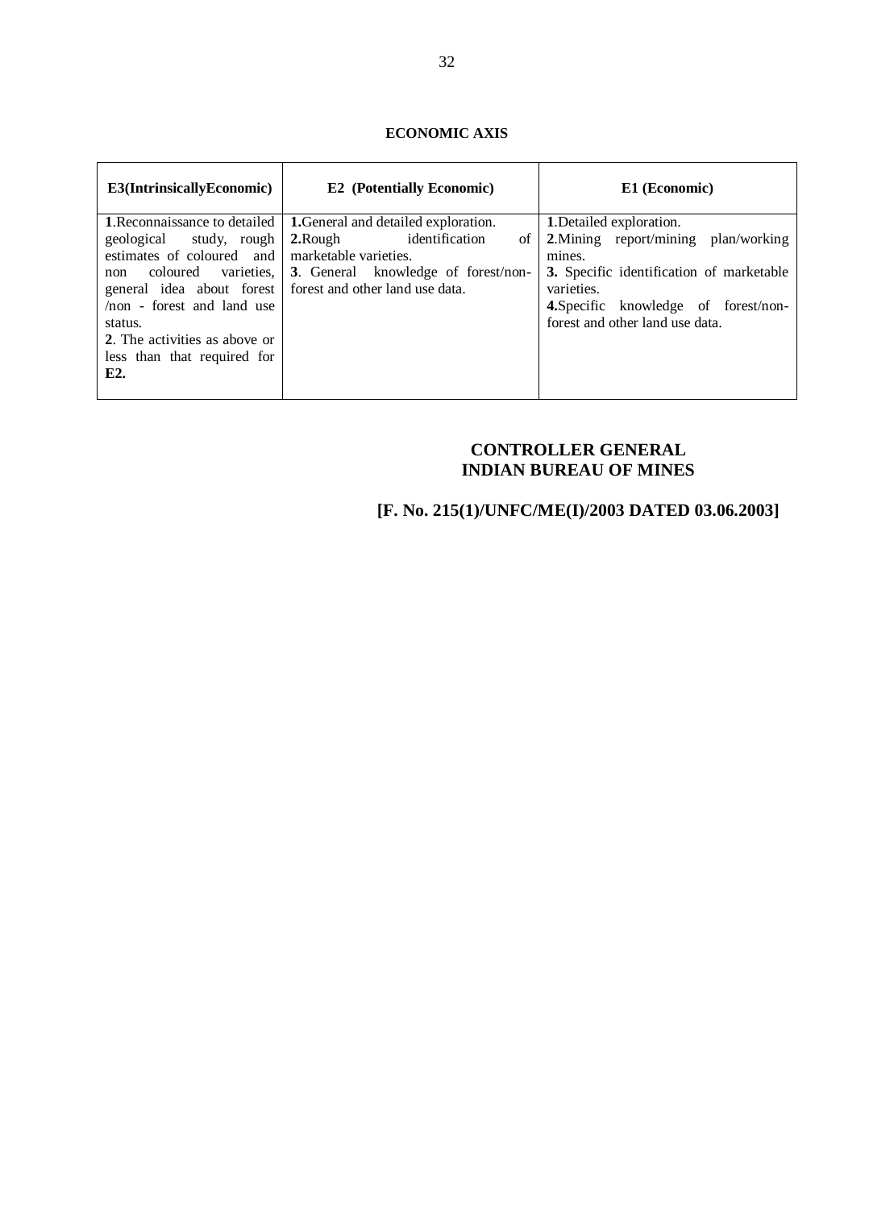**ECONOMIC AXIS**

| E3(IntrinsicallyEconomic) | E2 (Potentially Economic) | E1 (Economic) |
|---|---|---|
| **1**.Reconnaissance to detailed geological study, rough estimates of coloured and non coloured varieties, general idea about forest /non - forest and land use status.<br>**2**. The activities as above or less than that required for **E2.** | **1.**General and detailed exploration.<br>**2.**Rough identification of marketable varieties.<br>**3**. General knowledge of forest/non-forest and other land use data. | **1**.Detailed exploration.<br>**2**.Mining report/mining plan/working mines.<br>**3.** Specific identification of marketable varieties.<br>**4.**Specific knowledge of forest/non-forest and other land use data. |

**CONTROLLER GENERAL**
**INDIAN BUREAU OF MINES**

**[F. No. 215(1)/UNFC/ME(I)/2003 DATED 03.06.2003]**